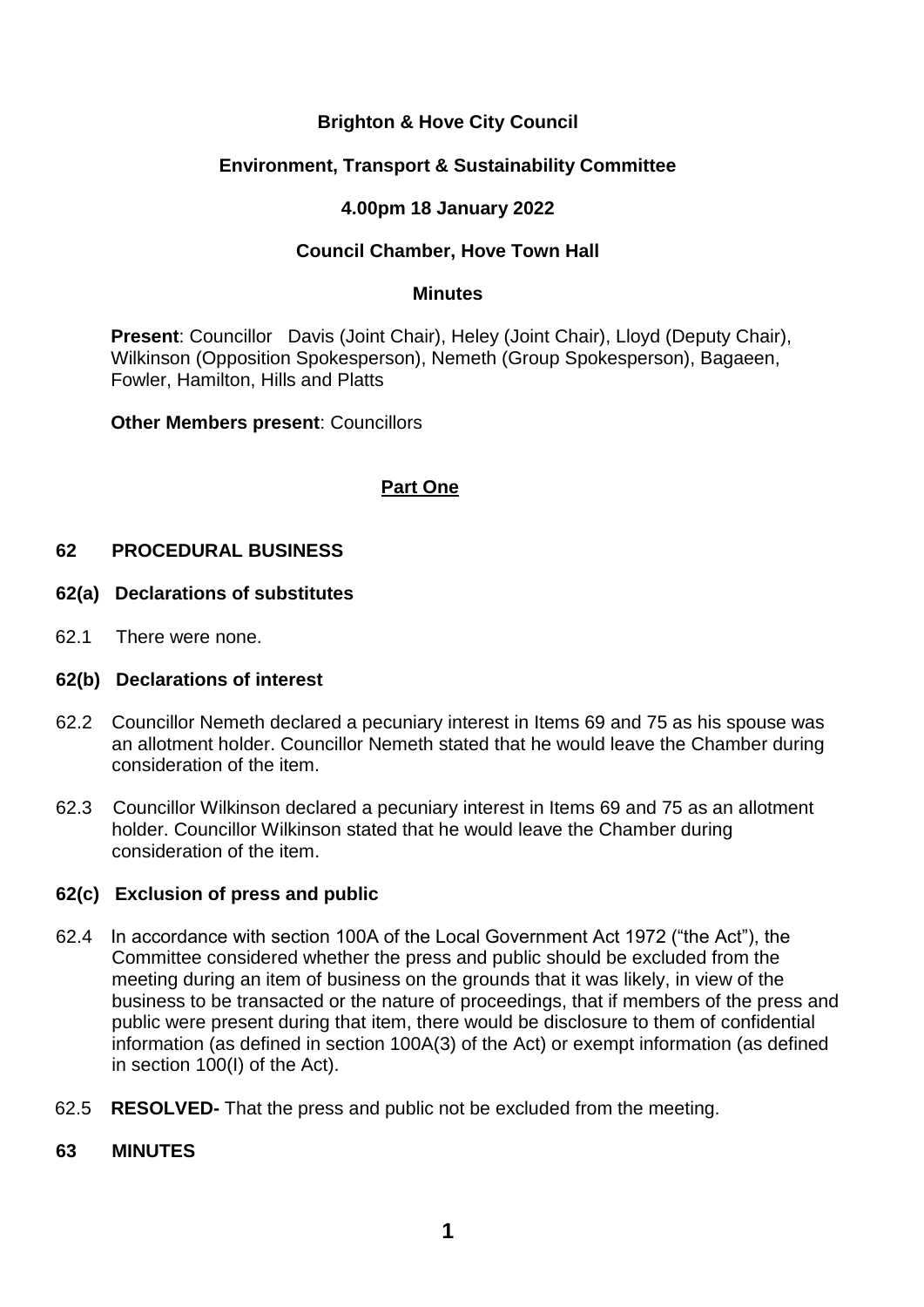**Brighton & Hove City Council**

**Environment, Transport & Sustainability Committee**

**4.00pm 18 January 2022**

**Council Chamber, Hove Town Hall**

**Minutes**

**Present**: Councillor Davis (Joint Chair), Heley (Joint Chair), Lloyd (Deputy Chair), Wilkinson (Opposition Spokesperson), Nemeth (Group Spokesperson), Bagaeen, Fowler, Hamilton, Hills and Platts

**Other Members present**: Councillors

## Part One

### 62 PROCEDURAL BUSINESS

#### 62(a) Declarations of substitutes

62.1 There were none.

#### 62(b) Declarations of interest

62.2 Councillor Nemeth declared a pecuniary interest in Items 69 and 75 as his spouse was an allotment holder. Councillor Nemeth stated that he would leave the Chamber during consideration of the item.

62.3 Councillor Wilkinson declared a pecuniary interest in Items 69 and 75 as an allotment holder. Councillor Wilkinson stated that he would leave the Chamber during consideration of the item.

#### 62(c) Exclusion of press and public

62.4 In accordance with section 100A of the Local Government Act 1972 ("the Act"), the Committee considered whether the press and public should be excluded from the meeting during an item of business on the grounds that it was likely, in view of the business to be transacted or the nature of proceedings, that if members of the press and public were present during that item, there would be disclosure to them of confidential information (as defined in section 100A(3) of the Act) or exempt information (as defined in section 100(I) of the Act).

62.5 **RESOLVED-** That the press and public not be excluded from the meeting.

### 63 MINUTES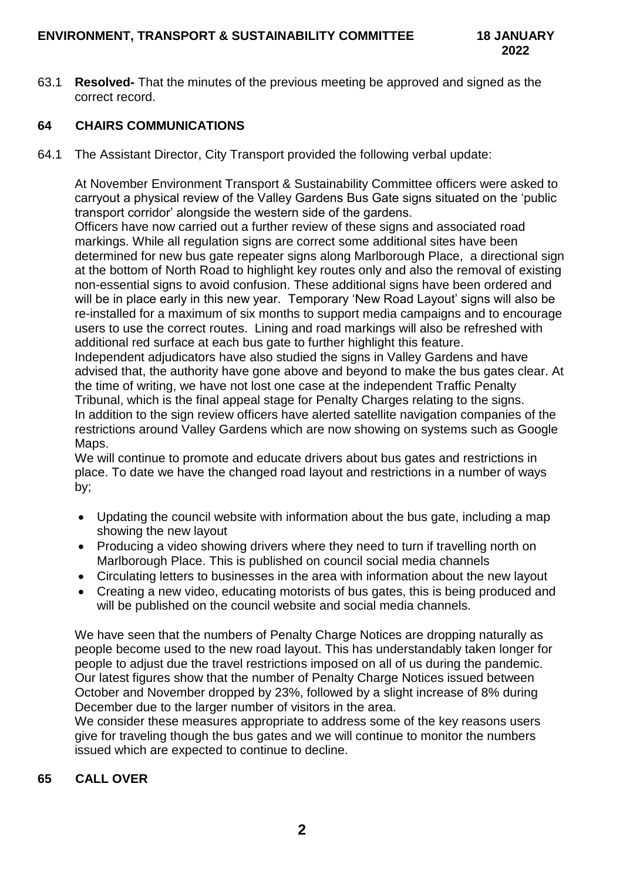63.1 **Resolved-** That the minutes of the previous meeting be approved and signed as the correct record.

## 64 CHAIRS COMMUNICATIONS

64.1 The Assistant Director, City Transport provided the following verbal update:

At November Environment Transport & Sustainability Committee officers were asked to carryout a physical review of the Valley Gardens Bus Gate signs situated on the 'public transport corridor' alongside the western side of the gardens.
Officers have now carried out a further review of these signs and associated road markings. While all regulation signs are correct some additional sites have been determined for new bus gate repeater signs along Marlborough Place, a directional sign at the bottom of North Road to highlight key routes only and also the removal of existing non-essential signs to avoid confusion. These additional signs have been ordered and will be in place early in this new year. Temporary 'New Road Layout' signs will also be re-installed for a maximum of six months to support media campaigns and to encourage users to use the correct routes. Lining and road markings will also be refreshed with additional red surface at each bus gate to further highlight this feature.
Independent adjudicators have also studied the signs in Valley Gardens and have advised that, the authority have gone above and beyond to make the bus gates clear. At the time of writing, we have not lost one case at the independent Traffic Penalty Tribunal, which is the final appeal stage for Penalty Charges relating to the signs.
In addition to the sign review officers have alerted satellite navigation companies of the restrictions around Valley Gardens which are now showing on systems such as Google Maps.
We will continue to promote and educate drivers about bus gates and restrictions in place. To date we have the changed road layout and restrictions in a number of ways by;

- Updating the council website with information about the bus gate, including a map showing the new layout
- Producing a video showing drivers where they need to turn if travelling north on Marlborough Place. This is published on council social media channels
- Circulating letters to businesses in the area with information about the new layout
- Creating a new video, educating motorists of bus gates, this is being produced and will be published on the council website and social media channels.

We have seen that the numbers of Penalty Charge Notices are dropping naturally as people become used to the new road layout. This has understandably taken longer for people to adjust due the travel restrictions imposed on all of us during the pandemic. Our latest figures show that the number of Penalty Charge Notices issued between October and November dropped by 23%, followed by a slight increase of 8% during December due to the larger number of visitors in the area.
We consider these measures appropriate to address some of the key reasons users give for traveling though the bus gates and we will continue to monitor the numbers issued which are expected to continue to decline.

## 65 CALL OVER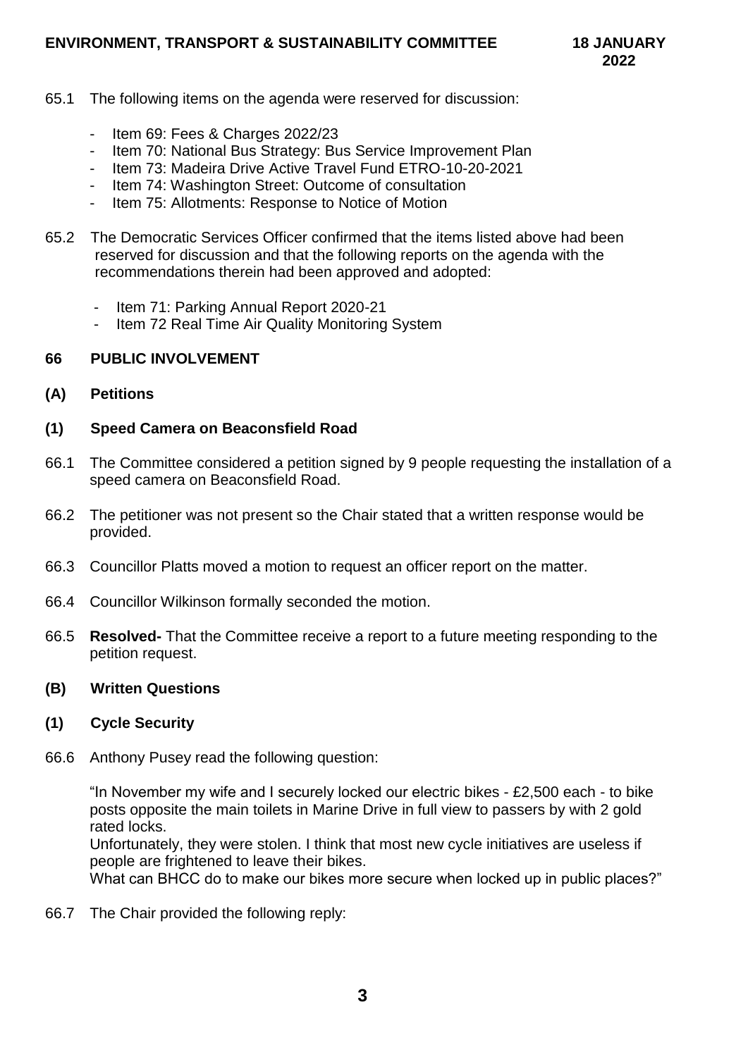65.1 The following items on the agenda were reserved for discussion:

- Item 69: Fees & Charges 2022/23
- Item 70: National Bus Strategy: Bus Service Improvement Plan
- Item 73: Madeira Drive Active Travel Fund ETRO-10-20-2021
- Item 74: Washington Street: Outcome of consultation
- Item 75: Allotments: Response to Notice of Motion

65.2 The Democratic Services Officer confirmed that the items listed above had been reserved for discussion and that the following reports on the agenda with the recommendations therein had been approved and adopted:

- Item 71: Parking Annual Report 2020-21
- Item 72 Real Time Air Quality Monitoring System

## 66 PUBLIC INVOLVEMENT

### (A) Petitions

### (1) Speed Camera on Beaconsfield Road

66.1 The Committee considered a petition signed by 9 people requesting the installation of a speed camera on Beaconsfield Road.

66.2 The petitioner was not present so the Chair stated that a written response would be provided.

66.3 Councillor Platts moved a motion to request an officer report on the matter.

66.4 Councillor Wilkinson formally seconded the motion.

66.5 **Resolved-** That the Committee receive a report to a future meeting responding to the petition request.

### (B) Written Questions

### (1) Cycle Security

66.6 Anthony Pusey read the following question:

"In November my wife and I securely locked our electric bikes - £2,500 each - to bike posts opposite the main toilets in Marine Drive in full view to passers by with 2 gold rated locks.
Unfortunately, they were stolen. I think that most new cycle initiatives are useless if people are frightened to leave their bikes.
What can BHCC do to make our bikes more secure when locked up in public places?"

66.7 The Chair provided the following reply: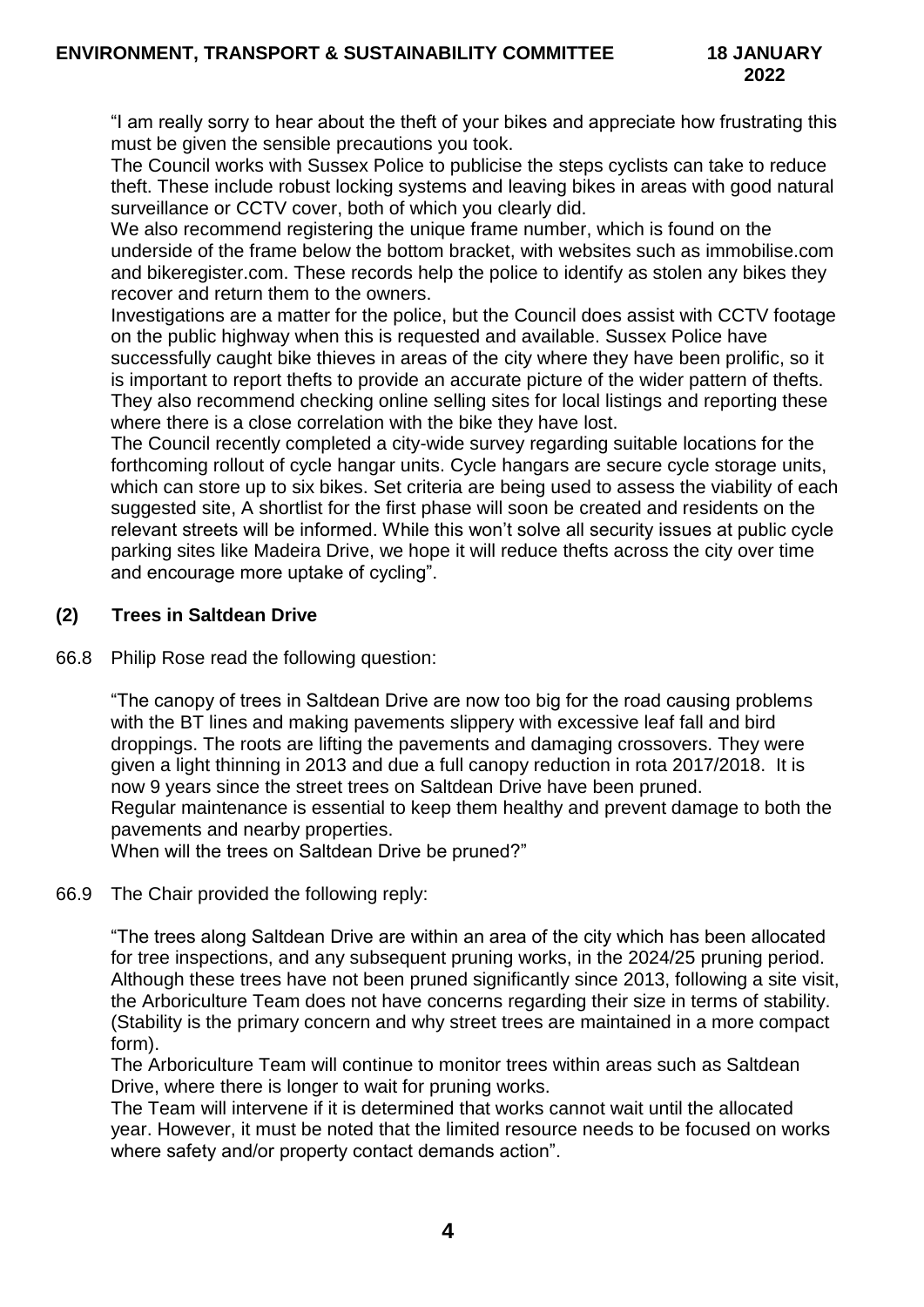"I am really sorry to hear about the theft of your bikes and appreciate how frustrating this must be given the sensible precautions you took.
The Council works with Sussex Police to publicise the steps cyclists can take to reduce theft. These include robust locking systems and leaving bikes in areas with good natural surveillance or CCTV cover, both of which you clearly did.
We also recommend registering the unique frame number, which is found on the underside of the frame below the bottom bracket, with websites such as immobilise.com and bikeregister.com. These records help the police to identify as stolen any bikes they recover and return them to the owners.
Investigations are a matter for the police, but the Council does assist with CCTV footage on the public highway when this is requested and available. Sussex Police have successfully caught bike thieves in areas of the city where they have been prolific, so it is important to report thefts to provide an accurate picture of the wider pattern of thefts. They also recommend checking online selling sites for local listings and reporting these where there is a close correlation with the bike they have lost.
The Council recently completed a city-wide survey regarding suitable locations for the forthcoming rollout of cycle hangar units. Cycle hangars are secure cycle storage units, which can store up to six bikes. Set criteria are being used to assess the viability of each suggested site, A shortlist for the first phase will soon be created and residents on the relevant streets will be informed. While this won't solve all security issues at public cycle parking sites like Madeira Drive, we hope it will reduce thefts across the city over time and encourage more uptake of cycling".

### (2) Trees in Saltdean Drive

66.8 Philip Rose read the following question:

"The canopy of trees in Saltdean Drive are now too big for the road causing problems with the BT lines and making pavements slippery with excessive leaf fall and bird droppings. The roots are lifting the pavements and damaging crossovers. They were given a light thinning in 2013 and due a full canopy reduction in rota 2017/2018. It is now 9 years since the street trees on Saltdean Drive have been pruned.
Regular maintenance is essential to keep them healthy and prevent damage to both the pavements and nearby properties.
When will the trees on Saltdean Drive be pruned?"

66.9 The Chair provided the following reply:

"The trees along Saltdean Drive are within an area of the city which has been allocated for tree inspections, and any subsequent pruning works, in the 2024/25 pruning period. Although these trees have not been pruned significantly since 2013, following a site visit, the Arboriculture Team does not have concerns regarding their size in terms of stability. (Stability is the primary concern and why street trees are maintained in a more compact form).
The Arboriculture Team will continue to monitor trees within areas such as Saltdean Drive, where there is longer to wait for pruning works.
The Team will intervene if it is determined that works cannot wait until the allocated year. However, it must be noted that the limited resource needs to be focused on works where safety and/or property contact demands action".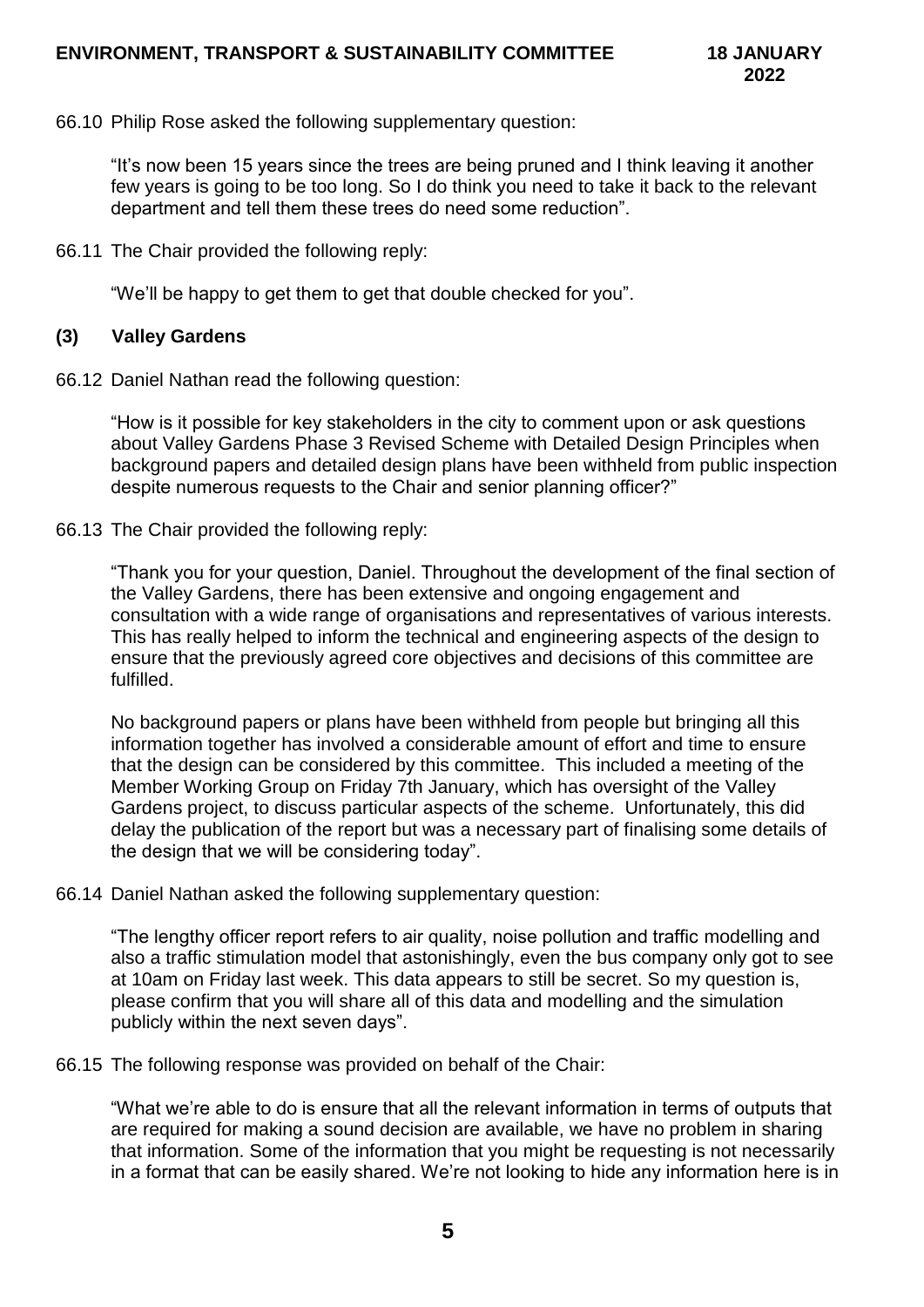66.10 Philip Rose asked the following supplementary question:

"It's now been 15 years since the trees are being pruned and I think leaving it another few years is going to be too long. So I do think you need to take it back to the relevant department and tell them these trees do need some reduction".

66.11 The Chair provided the following reply:

"We'll be happy to get them to get that double checked for you".

### (3) Valley Gardens

66.12 Daniel Nathan read the following question:

"How is it possible for key stakeholders in the city to comment upon or ask questions about Valley Gardens Phase 3 Revised Scheme with Detailed Design Principles when background papers and detailed design plans have been withheld from public inspection despite numerous requests to the Chair and senior planning officer?"

66.13 The Chair provided the following reply:

"Thank you for your question, Daniel. Throughout the development of the final section of the Valley Gardens, there has been extensive and ongoing engagement and consultation with a wide range of organisations and representatives of various interests. This has really helped to inform the technical and engineering aspects of the design to ensure that the previously agreed core objectives and decisions of this committee are fulfilled.

No background papers or plans have been withheld from people but bringing all this information together has involved a considerable amount of effort and time to ensure that the design can be considered by this committee. This included a meeting of the Member Working Group on Friday 7th January, which has oversight of the Valley Gardens project, to discuss particular aspects of the scheme. Unfortunately, this did delay the publication of the report but was a necessary part of finalising some details of the design that we will be considering today".

66.14 Daniel Nathan asked the following supplementary question:

"The lengthy officer report refers to air quality, noise pollution and traffic modelling and also a traffic stimulation model that astonishingly, even the bus company only got to see at 10am on Friday last week. This data appears to still be secret. So my question is, please confirm that you will share all of this data and modelling and the simulation publicly within the next seven days".

66.15 The following response was provided on behalf of the Chair:

"What we're able to do is ensure that all the relevant information in terms of outputs that are required for making a sound decision are available, we have no problem in sharing that information. Some of the information that you might be requesting is not necessarily in a format that can be easily shared. We're not looking to hide any information here is in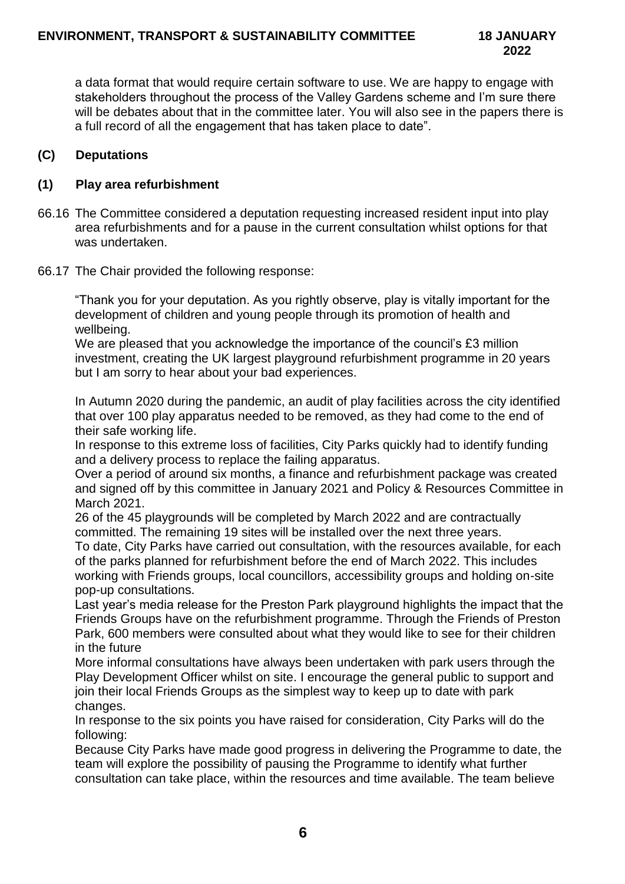a data format that would require certain software to use. We are happy to engage with stakeholders throughout the process of the Valley Gardens scheme and I'm sure there will be debates about that in the committee later. You will also see in the papers there is a full record of all the engagement that has taken place to date".

**(C) Deputations**

**(1) Play area refurbishment**

66.16 The Committee considered a deputation requesting increased resident input into play area refurbishments and for a pause in the current consultation whilst options for that was undertaken.

66.17 The Chair provided the following response:

"Thank you for your deputation. As you rightly observe, play is vitally important for the development of children and young people through its promotion of health and wellbeing.
We are pleased that you acknowledge the importance of the council's £3 million investment, creating the UK largest playground refurbishment programme in 20 years but I am sorry to hear about your bad experiences.

In Autumn 2020 during the pandemic, an audit of play facilities across the city identified that over 100 play apparatus needed to be removed, as they had come to the end of their safe working life.
In response to this extreme loss of facilities, City Parks quickly had to identify funding and a delivery process to replace the failing apparatus.
Over a period of around six months, a finance and refurbishment package was created and signed off by this committee in January 2021 and Policy & Resources Committee in March 2021.
26 of the 45 playgrounds will be completed by March 2022 and are contractually committed. The remaining 19 sites will be installed over the next three years.
To date, City Parks have carried out consultation, with the resources available, for each of the parks planned for refurbishment before the end of March 2022. This includes working with Friends groups, local councillors, accessibility groups and holding on-site pop-up consultations.
Last year's media release for the Preston Park playground highlights the impact that the Friends Groups have on the refurbishment programme. Through the Friends of Preston Park, 600 members were consulted about what they would like to see for their children in the future
More informal consultations have always been undertaken with park users through the Play Development Officer whilst on site. I encourage the general public to support and join their local Friends Groups as the simplest way to keep up to date with park changes.
In response to the six points you have raised for consideration, City Parks will do the following:
Because City Parks have made good progress in delivering the Programme to date, the team will explore the possibility of pausing the Programme to identify what further consultation can take place, within the resources and time available. The team believe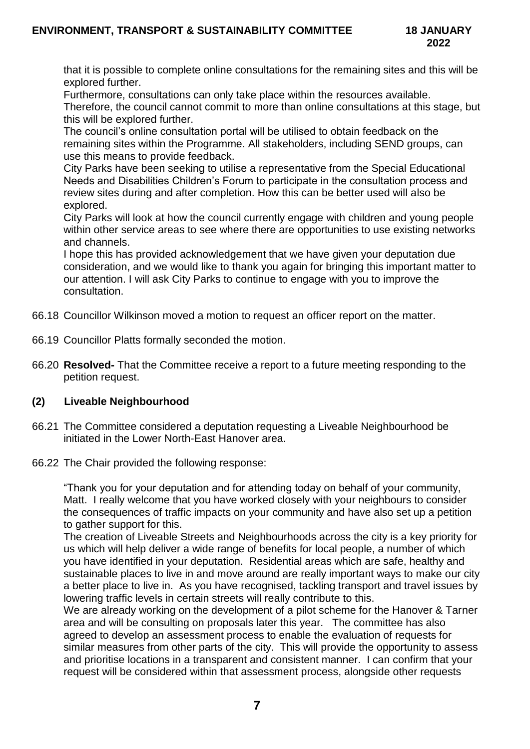that it is possible to complete online consultations for the remaining sites and this will be explored further.
Furthermore, consultations can only take place within the resources available. Therefore, the council cannot commit to more than online consultations at this stage, but this will be explored further.
The council's online consultation portal will be utilised to obtain feedback on the remaining sites within the Programme. All stakeholders, including SEND groups, can use this means to provide feedback.
City Parks have been seeking to utilise a representative from the Special Educational Needs and Disabilities Children's Forum to participate in the consultation process and review sites during and after completion. How this can be better used will also be explored.
City Parks will look at how the council currently engage with children and young people within other service areas to see where there are opportunities to use existing networks and channels.
I hope this has provided acknowledgement that we have given your deputation due consideration, and we would like to thank you again for bringing this important matter to our attention. I will ask City Parks to continue to engage with you to improve the consultation.

66.18 Councillor Wilkinson moved a motion to request an officer report on the matter.

66.19 Councillor Platts formally seconded the motion.

66.20 **Resolved-** That the Committee receive a report to a future meeting responding to the petition request.

### (2) Liveable Neighbourhood

66.21 The Committee considered a deputation requesting a Liveable Neighbourhood be initiated in the Lower North-East Hanover area.

66.22 The Chair provided the following response:

"Thank you for your deputation and for attending today on behalf of your community, Matt. I really welcome that you have worked closely with your neighbours to consider the consequences of traffic impacts on your community and have also set up a petition to gather support for this.
The creation of Liveable Streets and Neighbourhoods across the city is a key priority for us which will help deliver a wide range of benefits for local people, a number of which you have identified in your deputation. Residential areas which are safe, healthy and sustainable places to live in and move around are really important ways to make our city a better place to live in. As you have recognised, tackling transport and travel issues by lowering traffic levels in certain streets will really contribute to this.
We are already working on the development of a pilot scheme for the Hanover & Tarner area and will be consulting on proposals later this year. The committee has also agreed to develop an assessment process to enable the evaluation of requests for similar measures from other parts of the city. This will provide the opportunity to assess and prioritise locations in a transparent and consistent manner. I can confirm that your request will be considered within that assessment process, alongside other requests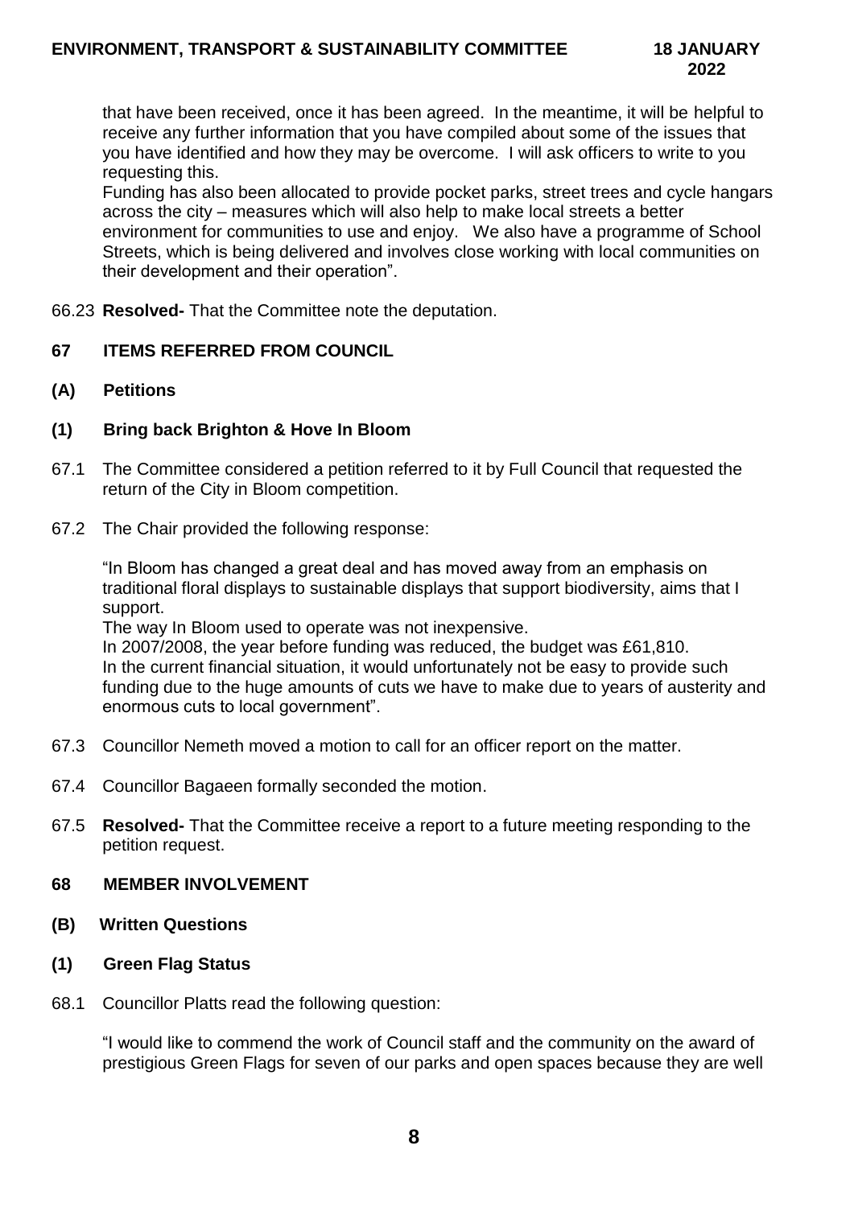that have been received, once it has been agreed. In the meantime, it will be helpful to receive any further information that you have compiled about some of the issues that you have identified and how they may be overcome. I will ask officers to write to you requesting this.

Funding has also been allocated to provide pocket parks, street trees and cycle hangars across the city – measures which will also help to make local streets a better environment for communities to use and enjoy. We also have a programme of School Streets, which is being delivered and involves close working with local communities on their development and their operation".

66.23 **Resolved-** That the Committee note the deputation.

## 67 ITEMS REFERRED FROM COUNCIL

### (A) Petitions

### (1) Bring back Brighton & Hove In Bloom

67.1 The Committee considered a petition referred to it by Full Council that requested the return of the City in Bloom competition.

67.2 The Chair provided the following response:

"In Bloom has changed a great deal and has moved away from an emphasis on traditional floral displays to sustainable displays that support biodiversity, aims that I support.

The way In Bloom used to operate was not inexpensive.

In 2007/2008, the year before funding was reduced, the budget was £61,810.

In the current financial situation, it would unfortunately not be easy to provide such funding due to the huge amounts of cuts we have to make due to years of austerity and enormous cuts to local government".

67.3 Councillor Nemeth moved a motion to call for an officer report on the matter.

67.4 Councillor Bagaeen formally seconded the motion.

67.5 **Resolved-** That the Committee receive a report to a future meeting responding to the petition request.

## 68 MEMBER INVOLVEMENT

### (B) Written Questions

### (1) Green Flag Status

68.1 Councillor Platts read the following question:

"I would like to commend the work of Council staff and the community on the award of prestigious Green Flags for seven of our parks and open spaces because they are well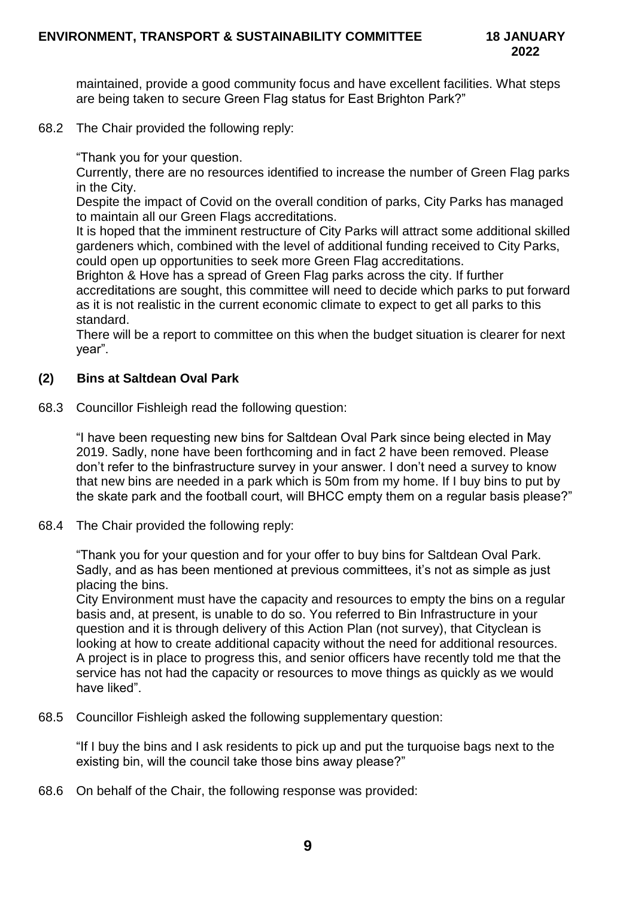maintained, provide a good community focus and have excellent facilities. What steps are being taken to secure Green Flag status for East Brighton Park?"

68.2 The Chair provided the following reply:

"Thank you for your question.
Currently, there are no resources identified to increase the number of Green Flag parks in the City.
Despite the impact of Covid on the overall condition of parks, City Parks has managed to maintain all our Green Flags accreditations.
It is hoped that the imminent restructure of City Parks will attract some additional skilled gardeners which, combined with the level of additional funding received to City Parks, could open up opportunities to seek more Green Flag accreditations.
Brighton & Hove has a spread of Green Flag parks across the city. If further accreditations are sought, this committee will need to decide which parks to put forward as it is not realistic in the current economic climate to expect to get all parks to this standard.
There will be a report to committee on this when the budget situation is clearer for next year".

**(2) Bins at Saltdean Oval Park**

68.3 Councillor Fishleigh read the following question:

"I have been requesting new bins for Saltdean Oval Park since being elected in May 2019. Sadly, none have been forthcoming and in fact 2 have been removed. Please don't refer to the binfrastructure survey in your answer. I don't need a survey to know that new bins are needed in a park which is 50m from my home. If I buy bins to put by the skate park and the football court, will BHCC empty them on a regular basis please?"

68.4 The Chair provided the following reply:

"Thank you for your question and for your offer to buy bins for Saltdean Oval Park. Sadly, and as has been mentioned at previous committees, it's not as simple as just placing the bins.
City Environment must have the capacity and resources to empty the bins on a regular basis and, at present, is unable to do so. You referred to Bin Infrastructure in your question and it is through delivery of this Action Plan (not survey), that Cityclean is looking at how to create additional capacity without the need for additional resources. A project is in place to progress this, and senior officers have recently told me that the service has not had the capacity or resources to move things as quickly as we would have liked".

68.5 Councillor Fishleigh asked the following supplementary question:

"If I buy the bins and I ask residents to pick up and put the turquoise bags next to the existing bin, will the council take those bins away please?"

68.6 On behalf of the Chair, the following response was provided: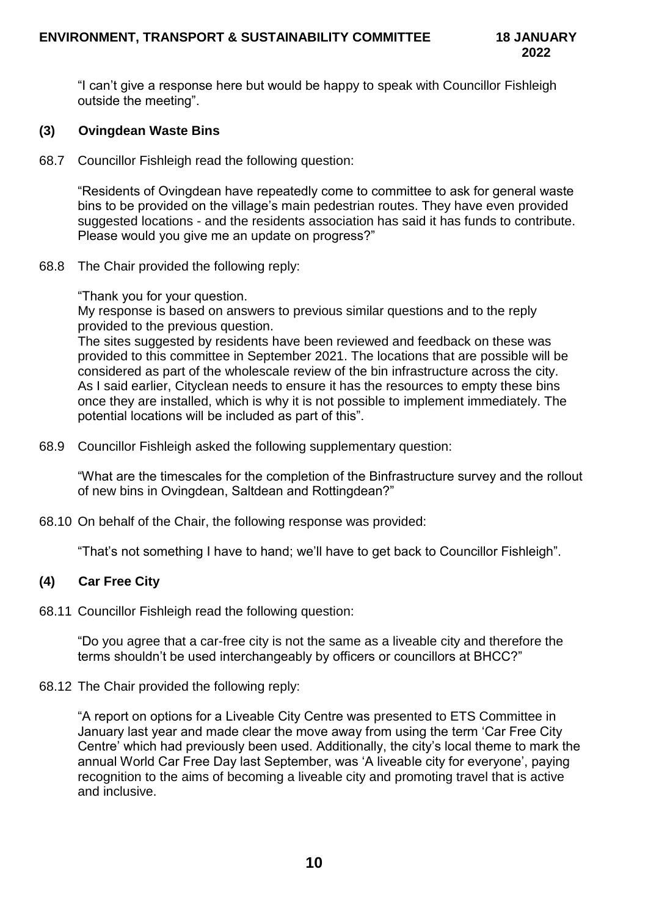"I can't give a response here but would be happy to speak with Councillor Fishleigh outside the meeting".

**(3) Ovingdean Waste Bins**

68.7 Councillor Fishleigh read the following question:

"Residents of Ovingdean have repeatedly come to committee to ask for general waste bins to be provided on the village's main pedestrian routes. They have even provided suggested locations - and the residents association has said it has funds to contribute. Please would you give me an update on progress?"

68.8 The Chair provided the following reply:

"Thank you for your question.
My response is based on answers to previous similar questions and to the reply provided to the previous question.
The sites suggested by residents have been reviewed and feedback on these was provided to this committee in September 2021. The locations that are possible will be considered as part of the wholescale review of the bin infrastructure across the city. As I said earlier, Cityclean needs to ensure it has the resources to empty these bins once they are installed, which is why it is not possible to implement immediately. The potential locations will be included as part of this".

68.9 Councillor Fishleigh asked the following supplementary question:

"What are the timescales for the completion of the Binfrastructure survey and the rollout of new bins in Ovingdean, Saltdean and Rottingdean?"

68.10 On behalf of the Chair, the following response was provided:

"That's not something I have to hand; we'll have to get back to Councillor Fishleigh".

**(4) Car Free City**

68.11 Councillor Fishleigh read the following question:

"Do you agree that a car-free city is not the same as a liveable city and therefore the terms shouldn't be used interchangeably by officers or councillors at BHCC?"

68.12 The Chair provided the following reply:

"A report on options for a Liveable City Centre was presented to ETS Committee in January last year and made clear the move away from using the term 'Car Free City Centre' which had previously been used. Additionally, the city's local theme to mark the annual World Car Free Day last September, was 'A liveable city for everyone', paying recognition to the aims of becoming a liveable city and promoting travel that is active and inclusive.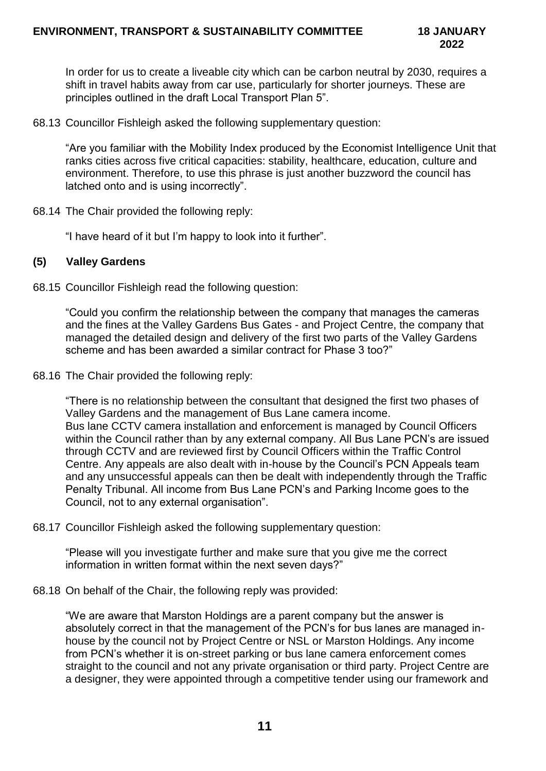In order for us to create a liveable city which can be carbon neutral by 2030, requires a shift in travel habits away from car use, particularly for shorter journeys. These are principles outlined in the draft Local Transport Plan 5".

68.13 Councillor Fishleigh asked the following supplementary question:

"Are you familiar with the Mobility Index produced by the Economist Intelligence Unit that ranks cities across five critical capacities: stability, healthcare, education, culture and environment. Therefore, to use this phrase is just another buzzword the council has latched onto and is using incorrectly".

68.14 The Chair provided the following reply:

"I have heard of it but I'm happy to look into it further".

### (5) Valley Gardens

68.15 Councillor Fishleigh read the following question:

"Could you confirm the relationship between the company that manages the cameras and the fines at the Valley Gardens Bus Gates - and Project Centre, the company that managed the detailed design and delivery of the first two parts of the Valley Gardens scheme and has been awarded a similar contract for Phase 3 too?"

68.16 The Chair provided the following reply:

"There is no relationship between the consultant that designed the first two phases of Valley Gardens and the management of Bus Lane camera income.
Bus lane CCTV camera installation and enforcement is managed by Council Officers within the Council rather than by any external company. All Bus Lane PCN's are issued through CCTV and are reviewed first by Council Officers within the Traffic Control Centre. Any appeals are also dealt with in-house by the Council's PCN Appeals team and any unsuccessful appeals can then be dealt with independently through the Traffic Penalty Tribunal. All income from Bus Lane PCN's and Parking Income goes to the Council, not to any external organisation".

68.17 Councillor Fishleigh asked the following supplementary question:

"Please will you investigate further and make sure that you give me the correct information in written format within the next seven days?"

68.18 On behalf of the Chair, the following reply was provided:

"We are aware that Marston Holdings are a parent company but the answer is absolutely correct in that the management of the PCN's for bus lanes are managed in-house by the council not by Project Centre or NSL or Marston Holdings. Any income from PCN's whether it is on-street parking or bus lane camera enforcement comes straight to the council and not any private organisation or third party. Project Centre are a designer, they were appointed through a competitive tender using our framework and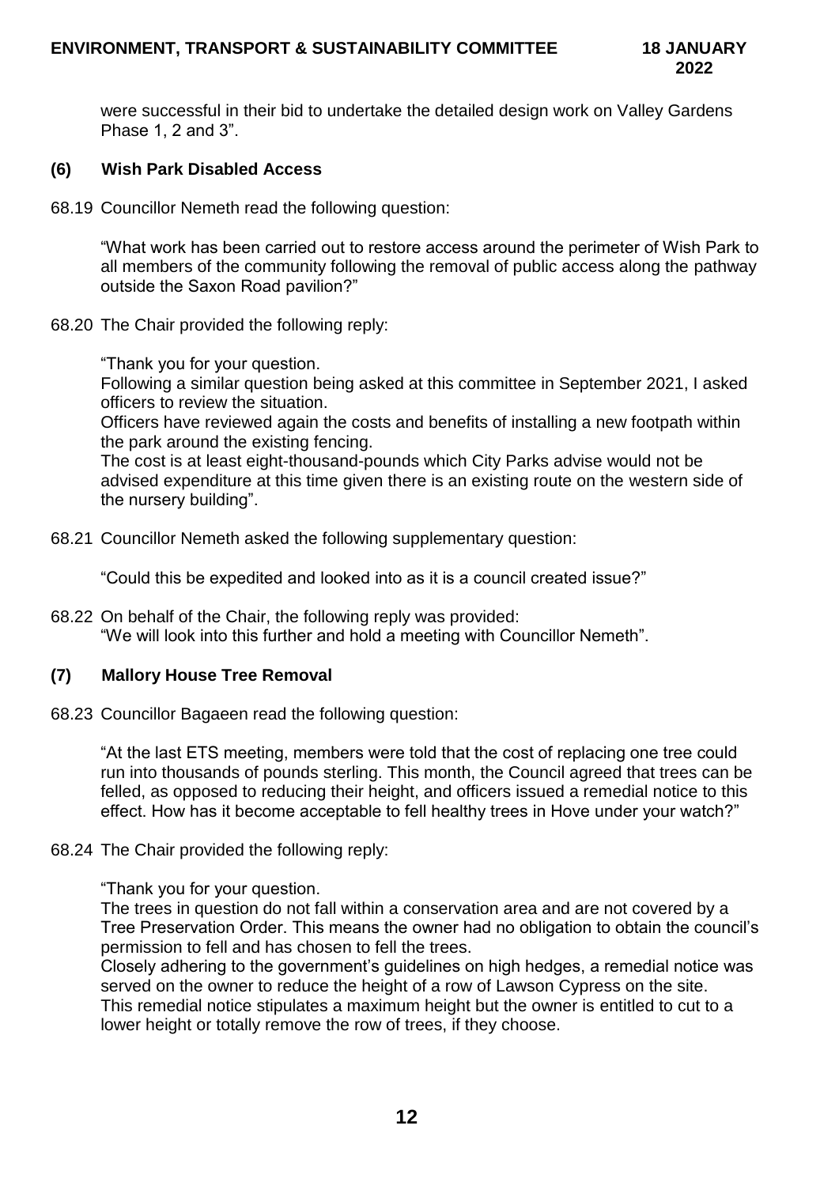were successful in their bid to undertake the detailed design work on Valley Gardens Phase 1, 2 and 3".

### (6) Wish Park Disabled Access

68.19 Councillor Nemeth read the following question:

"What work has been carried out to restore access around the perimeter of Wish Park to all members of the community following the removal of public access along the pathway outside the Saxon Road pavilion?"

68.20 The Chair provided the following reply:

"Thank you for your question.
Following a similar question being asked at this committee in September 2021, I asked officers to review the situation.
Officers have reviewed again the costs and benefits of installing a new footpath within the park around the existing fencing.
The cost is at least eight-thousand-pounds which City Parks advise would not be advised expenditure at this time given there is an existing route on the western side of the nursery building".

68.21 Councillor Nemeth asked the following supplementary question:

"Could this be expedited and looked into as it is a council created issue?"

68.22 On behalf of the Chair, the following reply was provided:
"We will look into this further and hold a meeting with Councillor Nemeth".

### (7) Mallory House Tree Removal

68.23 Councillor Bagaeen read the following question:

"At the last ETS meeting, members were told that the cost of replacing one tree could run into thousands of pounds sterling. This month, the Council agreed that trees can be felled, as opposed to reducing their height, and officers issued a remedial notice to this effect. How has it become acceptable to fell healthy trees in Hove under your watch?"

68.24 The Chair provided the following reply:

"Thank you for your question.
The trees in question do not fall within a conservation area and are not covered by a Tree Preservation Order. This means the owner had no obligation to obtain the council's permission to fell and has chosen to fell the trees.
Closely adhering to the government's guidelines on high hedges, a remedial notice was served on the owner to reduce the height of a row of Lawson Cypress on the site.
This remedial notice stipulates a maximum height but the owner is entitled to cut to a lower height or totally remove the row of trees, if they choose.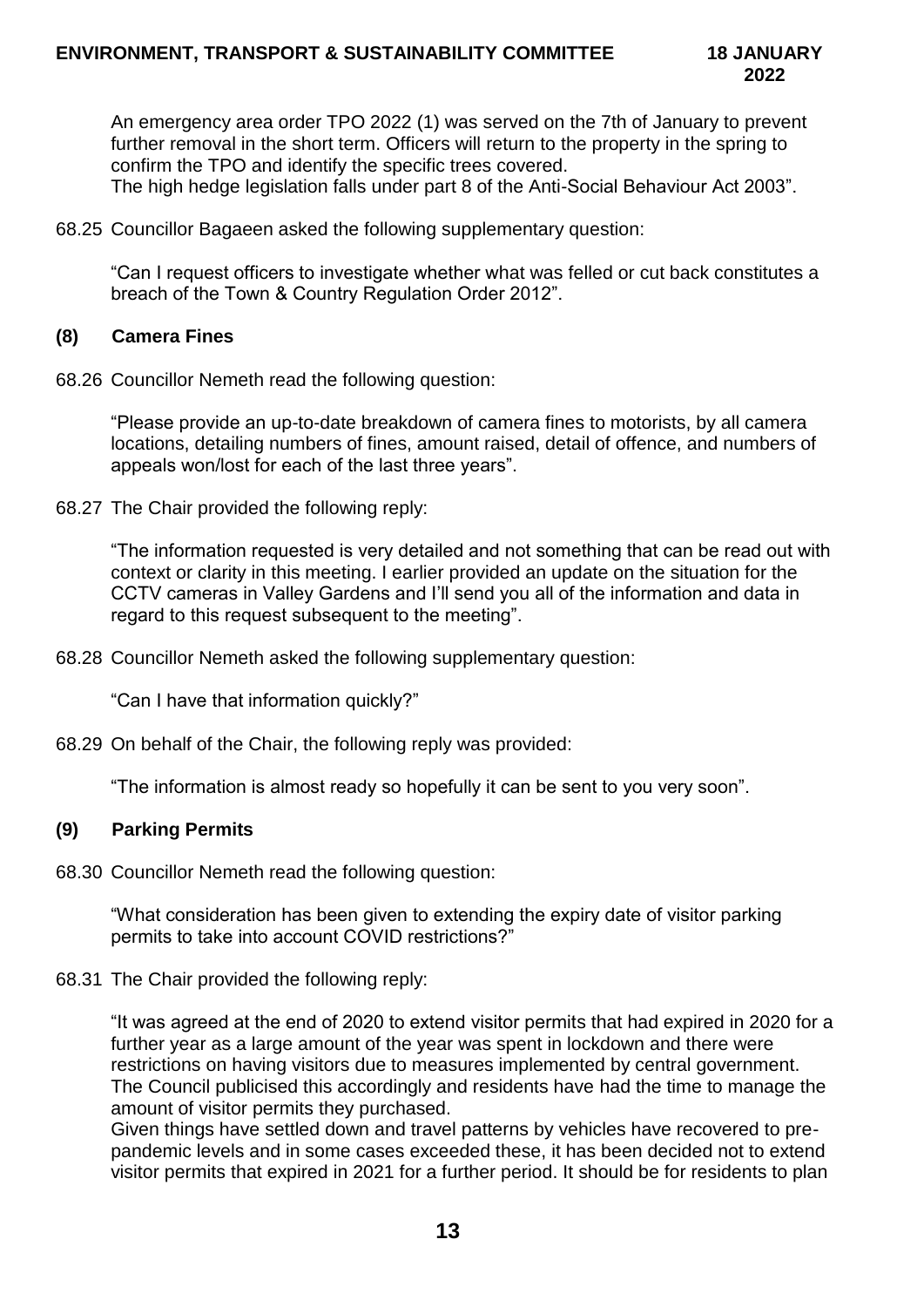An emergency area order TPO 2022 (1) was served on the 7th of January to prevent further removal in the short term. Officers will return to the property in the spring to confirm the TPO and identify the specific trees covered.
The high hedge legislation falls under part 8 of the Anti-Social Behaviour Act 2003".

68.25 Councillor Bagaeen asked the following supplementary question:

"Can I request officers to investigate whether what was felled or cut back constitutes a breach of the Town & Country Regulation Order 2012".

### (8) Camera Fines

68.26 Councillor Nemeth read the following question:

"Please provide an up-to-date breakdown of camera fines to motorists, by all camera locations, detailing numbers of fines, amount raised, detail of offence, and numbers of appeals won/lost for each of the last three years".

68.27 The Chair provided the following reply:

"The information requested is very detailed and not something that can be read out with context or clarity in this meeting. I earlier provided an update on the situation for the CCTV cameras in Valley Gardens and I'll send you all of the information and data in regard to this request subsequent to the meeting".

68.28 Councillor Nemeth asked the following supplementary question:

"Can I have that information quickly?"

68.29 On behalf of the Chair, the following reply was provided:

"The information is almost ready so hopefully it can be sent to you very soon".

### (9) Parking Permits

68.30 Councillor Nemeth read the following question:

"What consideration has been given to extending the expiry date of visitor parking permits to take into account COVID restrictions?"

68.31 The Chair provided the following reply:

"It was agreed at the end of 2020 to extend visitor permits that had expired in 2020 for a further year as a large amount of the year was spent in lockdown and there were restrictions on having visitors due to measures implemented by central government. The Council publicised this accordingly and residents have had the time to manage the amount of visitor permits they purchased.
Given things have settled down and travel patterns by vehicles have recovered to pre-pandemic levels and in some cases exceeded these, it has been decided not to extend visitor permits that expired in 2021 for a further period. It should be for residents to plan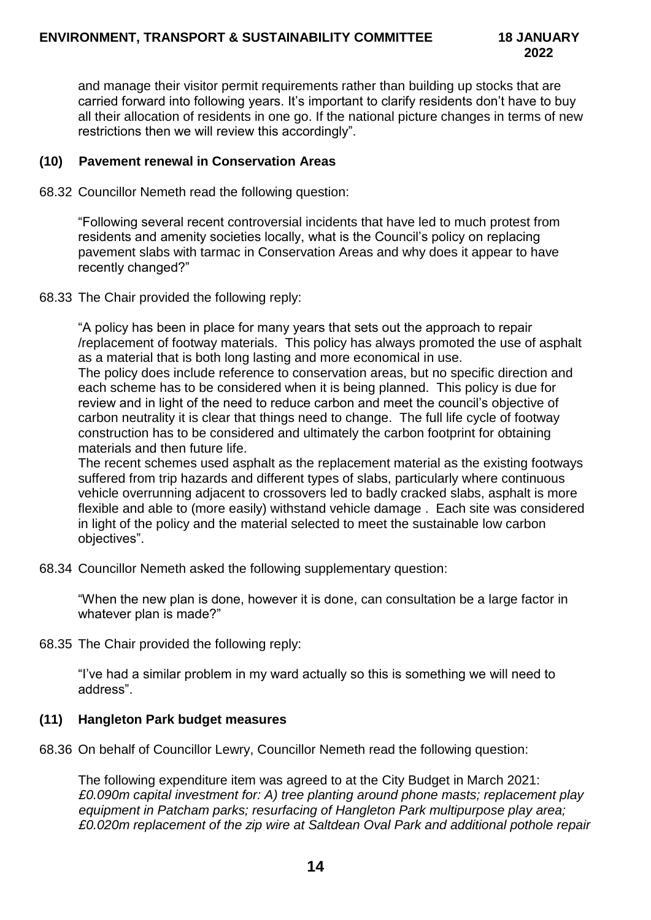and manage their visitor permit requirements rather than building up stocks that are carried forward into following years. It's important to clarify residents don't have to buy all their allocation of residents in one go. If the national picture changes in terms of new restrictions then we will review this accordingly".

### (10) Pavement renewal in Conservation Areas

68.32 Councillor Nemeth read the following question:

"Following several recent controversial incidents that have led to much protest from residents and amenity societies locally, what is the Council's policy on replacing pavement slabs with tarmac in Conservation Areas and why does it appear to have recently changed?"

68.33 The Chair provided the following reply:

"A policy has been in place for many years that sets out the approach to repair /replacement of footway materials. This policy has always promoted the use of asphalt as a material that is both long lasting and more economical in use.
The policy does include reference to conservation areas, but no specific direction and each scheme has to be considered when it is being planned. This policy is due for review and in light of the need to reduce carbon and meet the council's objective of carbon neutrality it is clear that things need to change. The full life cycle of footway construction has to be considered and ultimately the carbon footprint for obtaining materials and then future life.
The recent schemes used asphalt as the replacement material as the existing footways suffered from trip hazards and different types of slabs, particularly where continuous vehicle overrunning adjacent to crossovers led to badly cracked slabs, asphalt is more flexible and able to (more easily) withstand vehicle damage . Each site was considered in light of the policy and the material selected to meet the sustainable low carbon objectives".

68.34 Councillor Nemeth asked the following supplementary question:

"When the new plan is done, however it is done, can consultation be a large factor in whatever plan is made?"

68.35 The Chair provided the following reply:

"I've had a similar problem in my ward actually so this is something we will need to address".

### (11) Hangleton Park budget measures

68.36 On behalf of Councillor Lewry, Councillor Nemeth read the following question:

The following expenditure item was agreed to at the City Budget in March 2021:
*£0.090m capital investment for: A) tree planting around phone masts; replacement play equipment in Patcham parks; resurfacing of Hangleton Park multipurpose play area; £0.020m replacement of the zip wire at Saltdean Oval Park and additional pothole repair*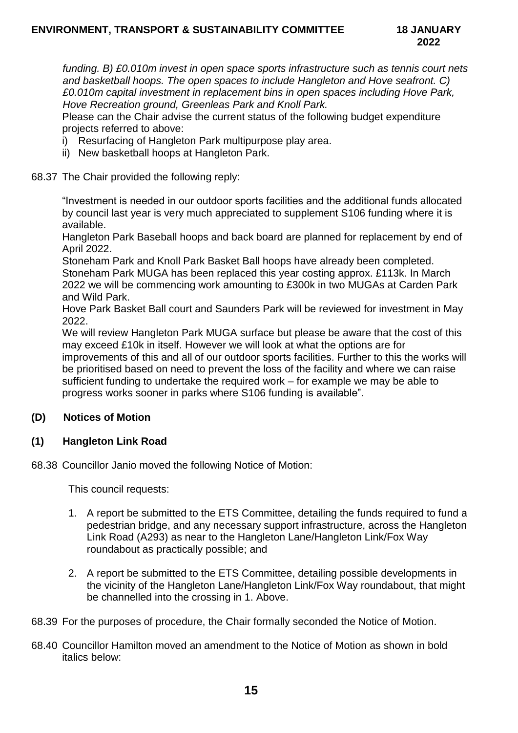*funding. B) £0.010m invest in open space sports infrastructure such as tennis court nets and basketball hoops. The open spaces to include Hangleton and Hove seafront. C) £0.010m capital investment in replacement bins in open spaces including Hove Park, Hove Recreation ground, Greenleas Park and Knoll Park.*

Please can the Chair advise the current status of the following budget expenditure projects referred to above:

i) Resurfacing of Hangleton Park multipurpose play area.
ii) New basketball hoops at Hangleton Park.

68.37 The Chair provided the following reply:

"Investment is needed in our outdoor sports facilities and the additional funds allocated by council last year is very much appreciated to supplement S106 funding where it is available.

Hangleton Park Baseball hoops and back board are planned for replacement by end of April 2022.

Stoneham Park and Knoll Park Basket Ball hoops have already been completed. Stoneham Park MUGA has been replaced this year costing approx. £113k. In March 2022 we will be commencing work amounting to £300k in two MUGAs at Carden Park and Wild Park.

Hove Park Basket Ball court and Saunders Park will be reviewed for investment in May 2022.

We will review Hangleton Park MUGA surface but please be aware that the cost of this may exceed £10k in itself. However we will look at what the options are for improvements of this and all of our outdoor sports facilities. Further to this the works will be prioritised based on need to prevent the loss of the facility and where we can raise sufficient funding to undertake the required work – for example we may be able to progress works sooner in parks where S106 funding is available".

## (D) Notices of Motion

### (1) Hangleton Link Road

68.38 Councillor Janio moved the following Notice of Motion:

This council requests:

1. A report be submitted to the ETS Committee, detailing the funds required to fund a pedestrian bridge, and any necessary support infrastructure, across the Hangleton Link Road (A293) as near to the Hangleton Lane/Hangleton Link/Fox Way roundabout as practically possible; and

2. A report be submitted to the ETS Committee, detailing possible developments in the vicinity of the Hangleton Lane/Hangleton Link/Fox Way roundabout, that might be channelled into the crossing in 1. Above.

68.39 For the purposes of procedure, the Chair formally seconded the Notice of Motion.

68.40 Councillor Hamilton moved an amendment to the Notice of Motion as shown in bold italics below: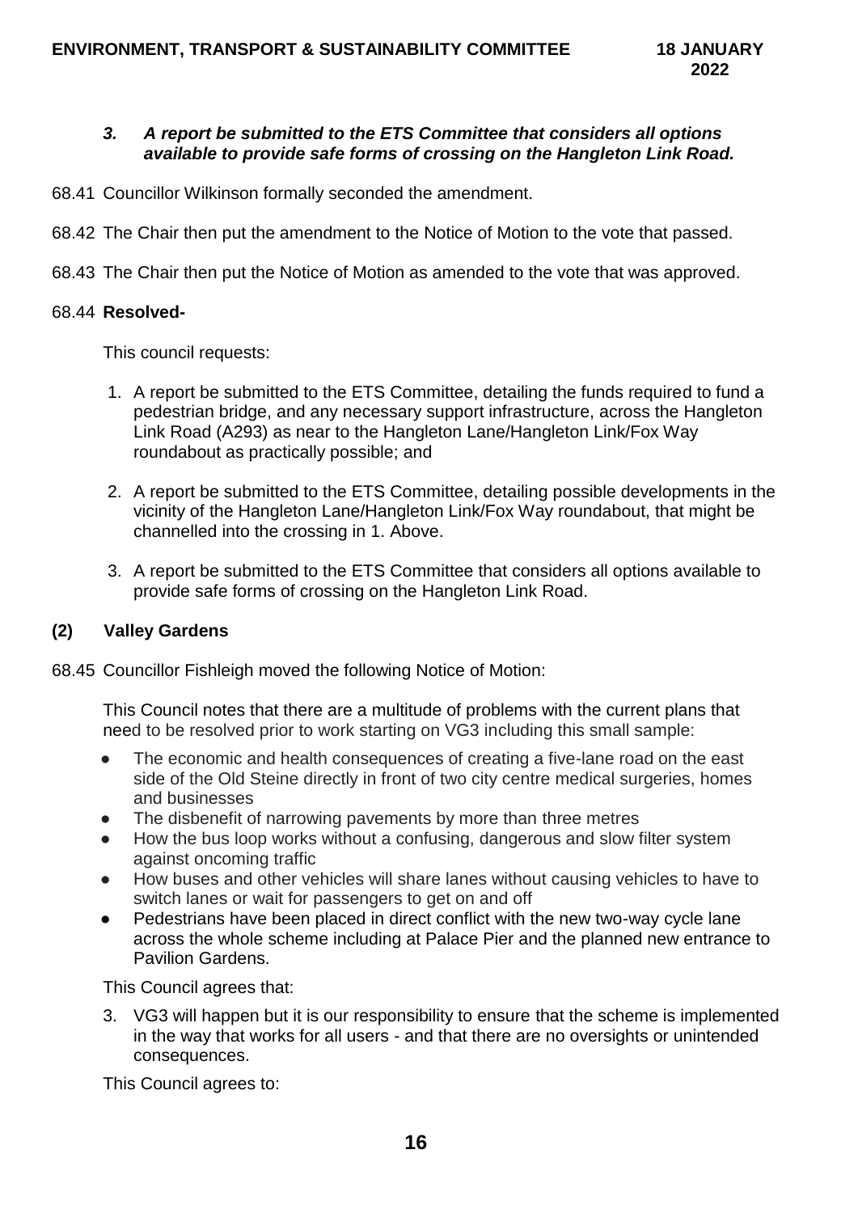*3. **A report be submitted to the ETS Committee that considers all options available to provide safe forms of crossing on the Hangleton Link Road.***

68.41 Councillor Wilkinson formally seconded the amendment.

68.42 The Chair then put the amendment to the Notice of Motion to the vote that passed.

68.43 The Chair then put the Notice of Motion as amended to the vote that was approved.

68.44 **Resolved-**

This council requests:

1. A report be submitted to the ETS Committee, detailing the funds required to fund a pedestrian bridge, and any necessary support infrastructure, across the Hangleton Link Road (A293) as near to the Hangleton Lane/Hangleton Link/Fox Way roundabout as practically possible; and

2. A report be submitted to the ETS Committee, detailing possible developments in the vicinity of the Hangleton Lane/Hangleton Link/Fox Way roundabout, that might be channelled into the crossing in 1. Above.

3. A report be submitted to the ETS Committee that considers all options available to provide safe forms of crossing on the Hangleton Link Road.

### (2) Valley Gardens

68.45 Councillor Fishleigh moved the following Notice of Motion:

This Council notes that there are a multitude of problems with the current plans that need to be resolved prior to work starting on VG3 including this small sample:

- The economic and health consequences of creating a five-lane road on the east side of the Old Steine directly in front of two city centre medical surgeries, homes and businesses
- The disbenefit of narrowing pavements by more than three metres
- How the bus loop works without a confusing, dangerous and slow filter system against oncoming traffic
- How buses and other vehicles will share lanes without causing vehicles to have to switch lanes or wait for passengers to get on and off
- Pedestrians have been placed in direct conflict with the new two-way cycle lane across the whole scheme including at Palace Pier and the planned new entrance to Pavilion Gardens.

This Council agrees that:

3. VG3 will happen but it is our responsibility to ensure that the scheme is implemented in the way that works for all users - and that there are no oversights or unintended consequences.

This Council agrees to: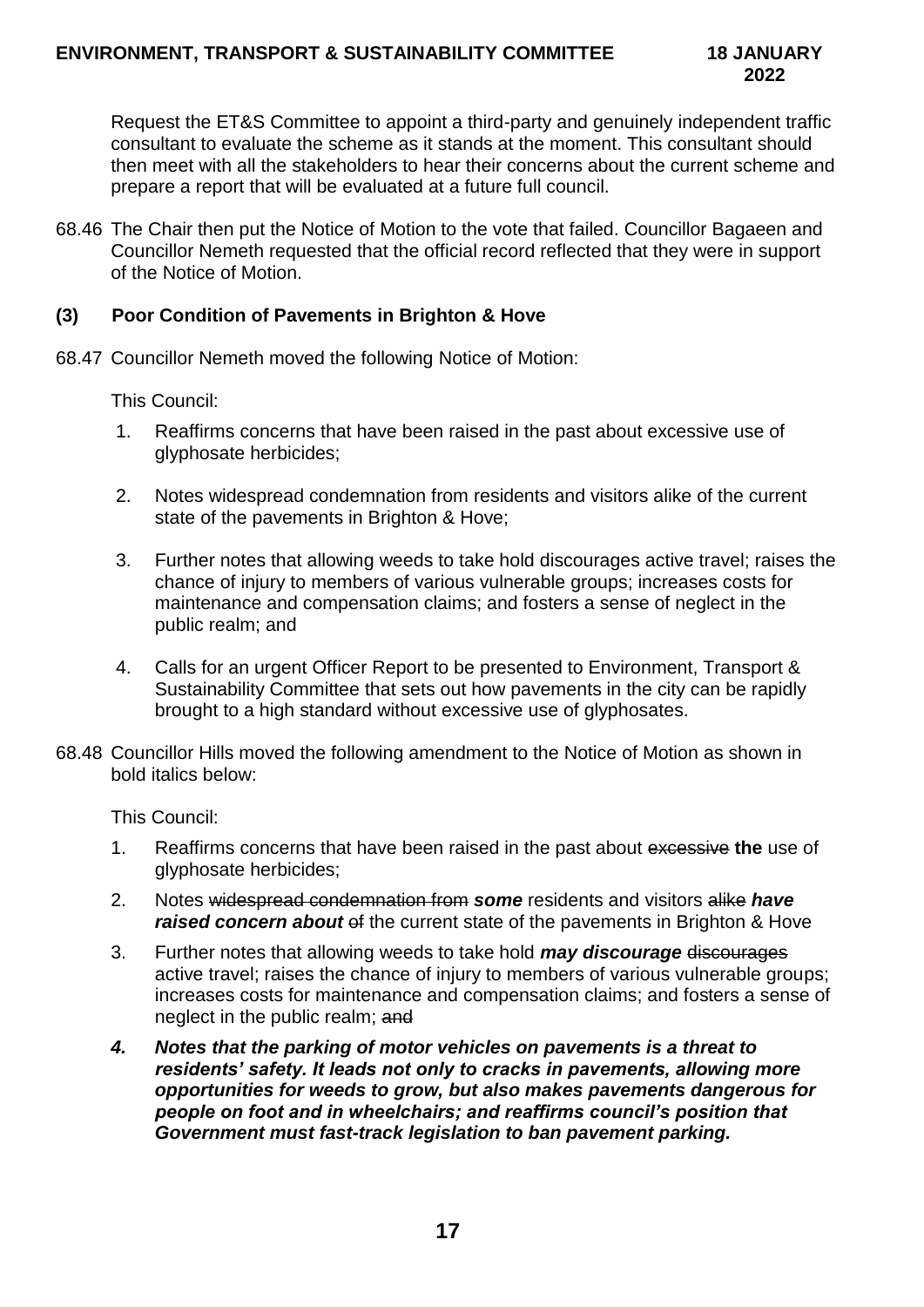Request the ET&S Committee to appoint a third-party and genuinely independent traffic consultant to evaluate the scheme as it stands at the moment. This consultant should then meet with all the stakeholders to hear their concerns about the current scheme and prepare a report that will be evaluated at a future full council.

68.46 The Chair then put the Notice of Motion to the vote that failed. Councillor Bagaeen and Councillor Nemeth requested that the official record reflected that they were in support of the Notice of Motion.

### (3) Poor Condition of Pavements in Brighton & Hove

68.47 Councillor Nemeth moved the following Notice of Motion:

This Council:

1. Reaffirms concerns that have been raised in the past about excessive use of glyphosate herbicides;
2. Notes widespread condemnation from residents and visitors alike of the current state of the pavements in Brighton & Hove;
3. Further notes that allowing weeds to take hold discourages active travel; raises the chance of injury to members of various vulnerable groups; increases costs for maintenance and compensation claims; and fosters a sense of neglect in the public realm; and
4. Calls for an urgent Officer Report to be presented to Environment, Transport & Sustainability Committee that sets out how pavements in the city can be rapidly brought to a high standard without excessive use of glyphosates.

68.48 Councillor Hills moved the following amendment to the Notice of Motion as shown in bold italics below:

This Council:

1. Reaffirms concerns that have been raised in the past about ~~excessive~~ **the** use of glyphosate herbicides;
2. Notes ~~widespread condemnation from~~ ***some*** residents and visitors ~~alike~~ ***have raised concern about*** ~~of~~ the current state of the pavements in Brighton & Hove
3. Further notes that allowing weeds to take hold ***may discourage*** ~~discourages~~ active travel; raises the chance of injury to members of various vulnerable groups; increases costs for maintenance and compensation claims; and fosters a sense of neglect in the public realm; ~~and~~
4. ***Notes that the parking of motor vehicles on pavements is a threat to residents' safety. It leads not only to cracks in pavements, allowing more opportunities for weeds to grow, but also makes pavements dangerous for people on foot and in wheelchairs; and reaffirms council's position that Government must fast-track legislation to ban pavement parking.***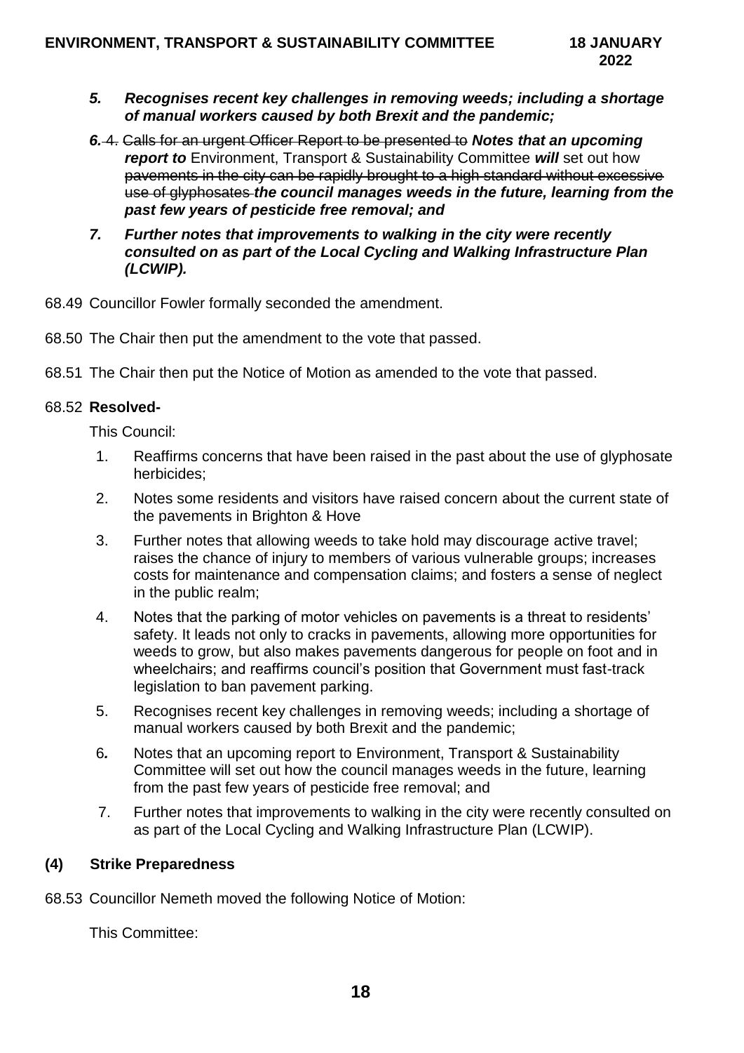*5. **Recognises recent key challenges in removing weeds; including a shortage of manual workers caused by both Brexit and the pandemic;***

***6.*** ~~4. Calls for an urgent Officer Report to be presented to~~ ***Notes that an upcoming report to*** Environment, Transport & Sustainability Committee ***will*** set out how ~~pavements in the city can be rapidly brought to a high standard without excessive use of glyphosates~~ ***the council manages weeds in the future, learning from the past few years of pesticide free removal; and***

***7. Further notes that improvements to walking in the city were recently consulted on as part of the Local Cycling and Walking Infrastructure Plan (LCWIP).***

68.49 Councillor Fowler formally seconded the amendment.

68.50 The Chair then put the amendment to the vote that passed.

68.51 The Chair then put the Notice of Motion as amended to the vote that passed.

68.52 **Resolved-**

This Council:

1. Reaffirms concerns that have been raised in the past about the use of glyphosate herbicides;
2. Notes some residents and visitors have raised concern about the current state of the pavements in Brighton & Hove
3. Further notes that allowing weeds to take hold may discourage active travel; raises the chance of injury to members of various vulnerable groups; increases costs for maintenance and compensation claims; and fosters a sense of neglect in the public realm;
4. Notes that the parking of motor vehicles on pavements is a threat to residents' safety. It leads not only to cracks in pavements, allowing more opportunities for weeds to grow, but also makes pavements dangerous for people on foot and in wheelchairs; and reaffirms council's position that Government must fast-track legislation to ban pavement parking.
5. Recognises recent key challenges in removing weeds; including a shortage of manual workers caused by both Brexit and the pandemic;
6. Notes that an upcoming report to Environment, Transport & Sustainability Committee will set out how the council manages weeds in the future, learning from the past few years of pesticide free removal; and
7. Further notes that improvements to walking in the city were recently consulted on as part of the Local Cycling and Walking Infrastructure Plan (LCWIP).

### (4) Strike Preparedness

68.53 Councillor Nemeth moved the following Notice of Motion:

This Committee: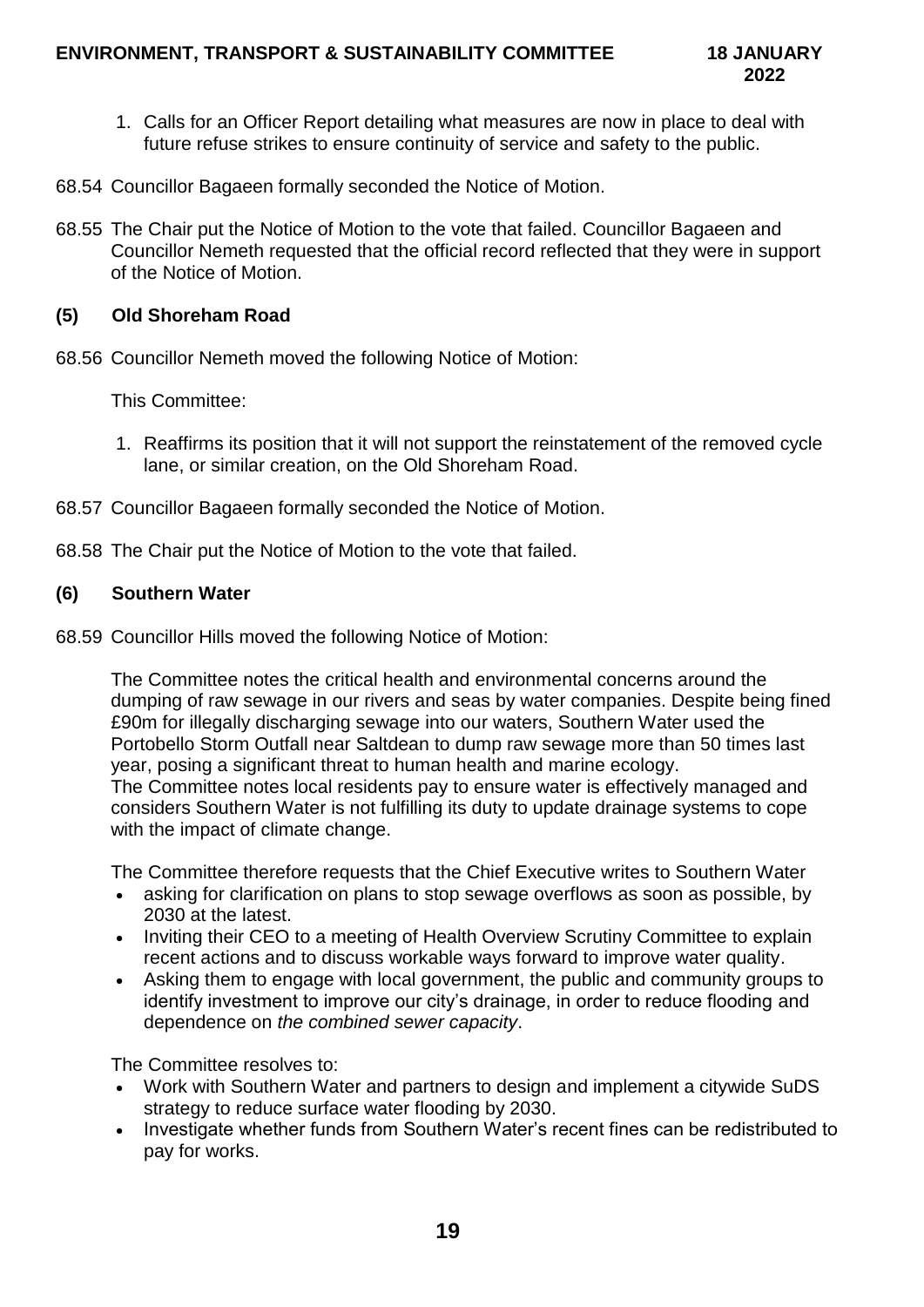1. Calls for an Officer Report detailing what measures are now in place to deal with future refuse strikes to ensure continuity of service and safety to the public.

68.54 Councillor Bagaeen formally seconded the Notice of Motion.

68.55 The Chair put the Notice of Motion to the vote that failed. Councillor Bagaeen and Councillor Nemeth requested that the official record reflected that they were in support of the Notice of Motion.

**(5) Old Shoreham Road**

68.56 Councillor Nemeth moved the following Notice of Motion:

This Committee:

1. Reaffirms its position that it will not support the reinstatement of the removed cycle lane, or similar creation, on the Old Shoreham Road.

68.57 Councillor Bagaeen formally seconded the Notice of Motion.

68.58 The Chair put the Notice of Motion to the vote that failed.

**(6) Southern Water**

68.59 Councillor Hills moved the following Notice of Motion:

The Committee notes the critical health and environmental concerns around the dumping of raw sewage in our rivers and seas by water companies. Despite being fined £90m for illegally discharging sewage into our waters, Southern Water used the Portobello Storm Outfall near Saltdean to dump raw sewage more than 50 times last year, posing a significant threat to human health and marine ecology.
The Committee notes local residents pay to ensure water is effectively managed and considers Southern Water is not fulfilling its duty to update drainage systems to cope with the impact of climate change.

The Committee therefore requests that the Chief Executive writes to Southern Water

- asking for clarification on plans to stop sewage overflows as soon as possible, by 2030 at the latest.
- Inviting their CEO to a meeting of Health Overview Scrutiny Committee to explain recent actions and to discuss workable ways forward to improve water quality.
- Asking them to engage with local government, the public and community groups to identify investment to improve our city's drainage, in order to reduce flooding and dependence on *the combined sewer capacity*.

The Committee resolves to:

- Work with Southern Water and partners to design and implement a citywide SuDS strategy to reduce surface water flooding by 2030.
- Investigate whether funds from Southern Water's recent fines can be redistributed to pay for works.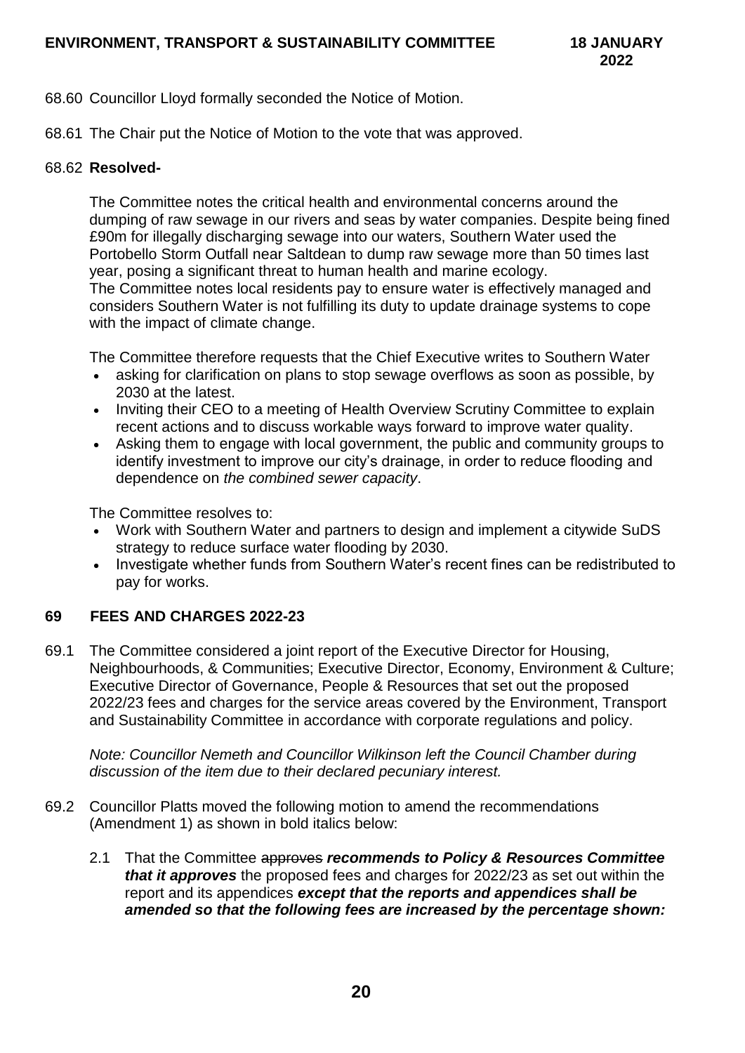68.60 Councillor Lloyd formally seconded the Notice of Motion.

68.61 The Chair put the Notice of Motion to the vote that was approved.

68.62 **Resolved-**

The Committee notes the critical health and environmental concerns around the dumping of raw sewage in our rivers and seas by water companies. Despite being fined £90m for illegally discharging sewage into our waters, Southern Water used the Portobello Storm Outfall near Saltdean to dump raw sewage more than 50 times last year, posing a significant threat to human health and marine ecology.
The Committee notes local residents pay to ensure water is effectively managed and considers Southern Water is not fulfilling its duty to update drainage systems to cope with the impact of climate change.

The Committee therefore requests that the Chief Executive writes to Southern Water

- asking for clarification on plans to stop sewage overflows as soon as possible, by 2030 at the latest.
- Inviting their CEO to a meeting of Health Overview Scrutiny Committee to explain recent actions and to discuss workable ways forward to improve water quality.
- Asking them to engage with local government, the public and community groups to identify investment to improve our city's drainage, in order to reduce flooding and dependence on *the combined sewer capacity*.

The Committee resolves to:

- Work with Southern Water and partners to design and implement a citywide SuDS strategy to reduce surface water flooding by 2030.
- Investigate whether funds from Southern Water's recent fines can be redistributed to pay for works.

## 69 FEES AND CHARGES 2022-23

69.1 The Committee considered a joint report of the Executive Director for Housing, Neighbourhoods, & Communities; Executive Director, Economy, Environment & Culture; Executive Director of Governance, People & Resources that set out the proposed 2022/23 fees and charges for the service areas covered by the Environment, Transport and Sustainability Committee in accordance with corporate regulations and policy.

*Note: Councillor Nemeth and Councillor Wilkinson left the Council Chamber during discussion of the item due to their declared pecuniary interest.*

69.2 Councillor Platts moved the following motion to amend the recommendations (Amendment 1) as shown in bold italics below:

2.1 That the Committee ~~approves~~ ***recommends to Policy & Resources Committee that it approves*** the proposed fees and charges for 2022/23 as set out within the report and its appendices ***except that the reports and appendices shall be amended so that the following fees are increased by the percentage shown:***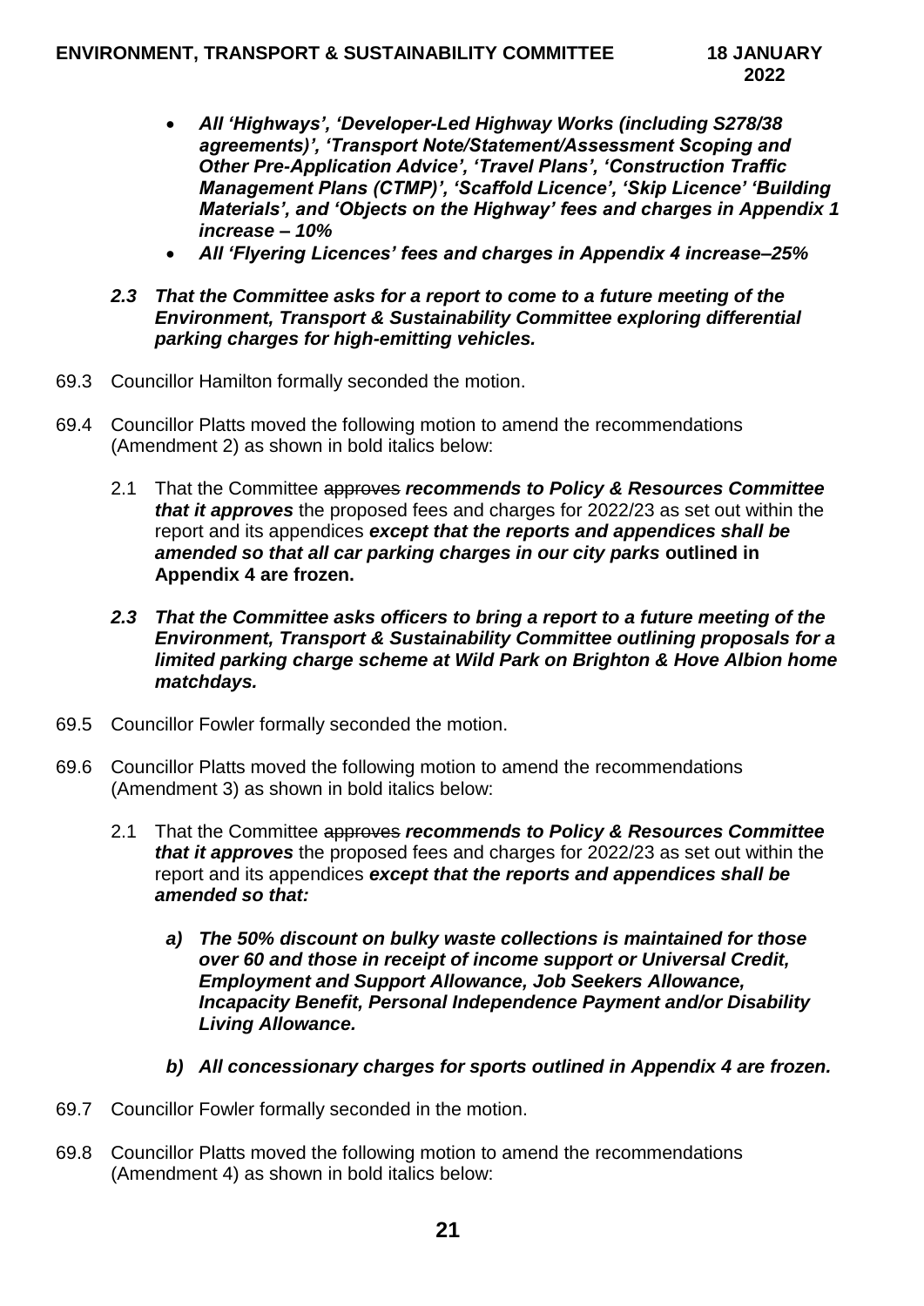- ***All 'Highways', 'Developer-Led Highway Works (including S278/38 agreements)', 'Transport Note/Statement/Assessment Scoping and Other Pre-Application Advice', 'Travel Plans', 'Construction Traffic Management Plans (CTMP)', 'Scaffold Licence', 'Skip Licence' 'Building Materials', and 'Objects on the Highway' fees and charges in Appendix 1 increase – 10%***
- ***All 'Flyering Licences' fees and charges in Appendix 4 increase–25%***

***2.3 That the Committee asks for a report to come to a future meeting of the Environment, Transport & Sustainability Committee exploring differential parking charges for high-emitting vehicles.***

69.3 Councillor Hamilton formally seconded the motion.

69.4 Councillor Platts moved the following motion to amend the recommendations (Amendment 2) as shown in bold italics below:

2.1 That the Committee ~~approves~~ ***recommends to Policy & Resources Committee that it approves*** the proposed fees and charges for 2022/23 as set out within the report and its appendices ***except that the reports and appendices shall be amended so that all car parking charges in our city parks*** **outlined in Appendix 4 are frozen.**

***2.3 That the Committee asks officers to bring a report to a future meeting of the Environment, Transport & Sustainability Committee outlining proposals for a limited parking charge scheme at Wild Park on Brighton & Hove Albion home matchdays.***

69.5 Councillor Fowler formally seconded the motion.

69.6 Councillor Platts moved the following motion to amend the recommendations (Amendment 3) as shown in bold italics below:

2.1 That the Committee ~~approves~~ ***recommends to Policy & Resources Committee that it approves*** the proposed fees and charges for 2022/23 as set out within the report and its appendices ***except that the reports and appendices shall be amended so that:***

***a) The 50% discount on bulky waste collections is maintained for those over 60 and those in receipt of income support or Universal Credit, Employment and Support Allowance, Job Seekers Allowance, Incapacity Benefit, Personal Independence Payment and/or Disability Living Allowance.***

***b) All concessionary charges for sports outlined in Appendix 4 are frozen.***

69.7 Councillor Fowler formally seconded in the motion.

69.8 Councillor Platts moved the following motion to amend the recommendations (Amendment 4) as shown in bold italics below: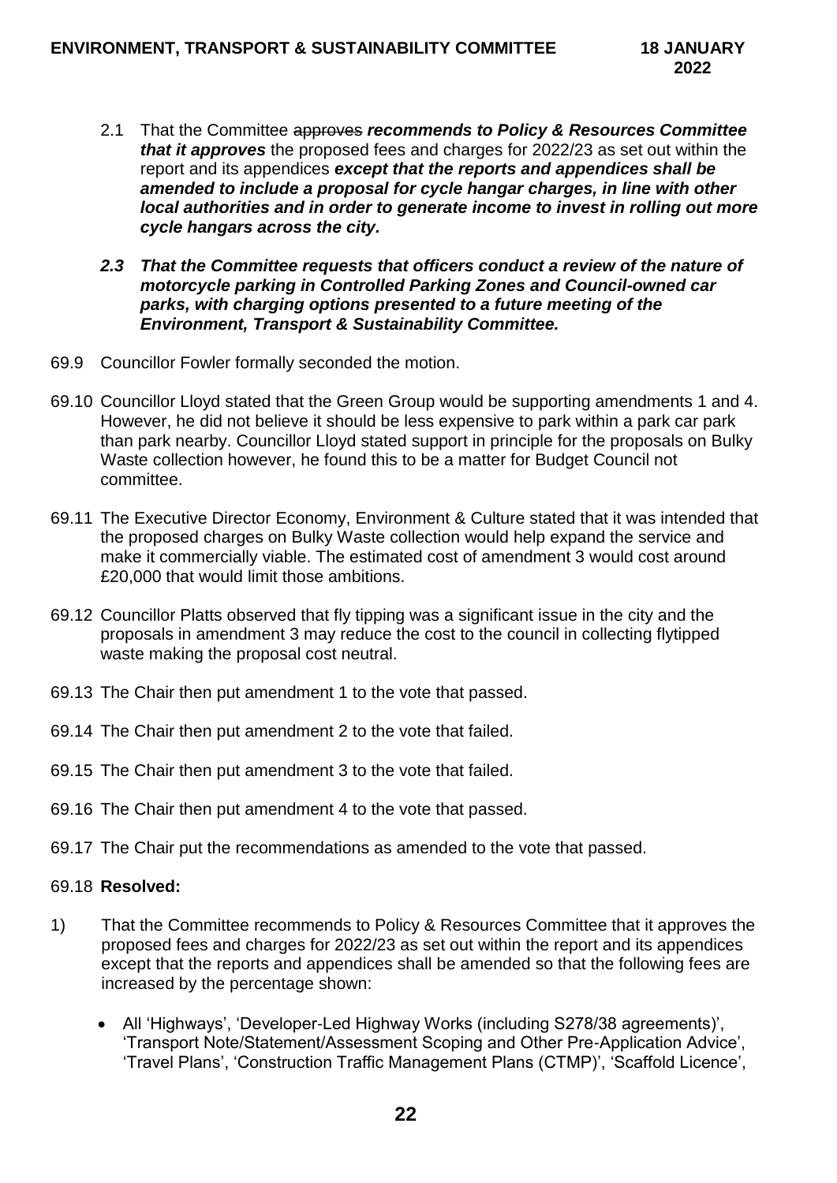2.1 That the Committee ~~approves~~ ***recommends to Policy & Resources Committee that it approves*** the proposed fees and charges for 2022/23 as set out within the report and its appendices ***except that the reports and appendices shall be amended to include a proposal for cycle hangar charges, in line with other local authorities and in order to generate income to invest in rolling out more cycle hangars across the city.***

***2.3 That the Committee requests that officers conduct a review of the nature of motorcycle parking in Controlled Parking Zones and Council-owned car parks, with charging options presented to a future meeting of the Environment, Transport & Sustainability Committee.***

69.9 Councillor Fowler formally seconded the motion.

69.10 Councillor Lloyd stated that the Green Group would be supporting amendments 1 and 4. However, he did not believe it should be less expensive to park within a park car park than park nearby. Councillor Lloyd stated support in principle for the proposals on Bulky Waste collection however, he found this to be a matter for Budget Council not committee.

69.11 The Executive Director Economy, Environment & Culture stated that it was intended that the proposed charges on Bulky Waste collection would help expand the service and make it commercially viable. The estimated cost of amendment 3 would cost around £20,000 that would limit those ambitions.

69.12 Councillor Platts observed that fly tipping was a significant issue in the city and the proposals in amendment 3 may reduce the cost to the council in collecting flytipped waste making the proposal cost neutral.

69.13 The Chair then put amendment 1 to the vote that passed.

69.14 The Chair then put amendment 2 to the vote that failed.

69.15 The Chair then put amendment 3 to the vote that failed.

69.16 The Chair then put amendment 4 to the vote that passed.

69.17 The Chair put the recommendations as amended to the vote that passed.

69.18 **Resolved:**

1) That the Committee recommends to Policy & Resources Committee that it approves the proposed fees and charges for 2022/23 as set out within the report and its appendices except that the reports and appendices shall be amended so that the following fees are increased by the percentage shown:

- All 'Highways', 'Developer-Led Highway Works (including S278/38 agreements)', 'Transport Note/Statement/Assessment Scoping and Other Pre-Application Advice', 'Travel Plans', 'Construction Traffic Management Plans (CTMP)', 'Scaffold Licence',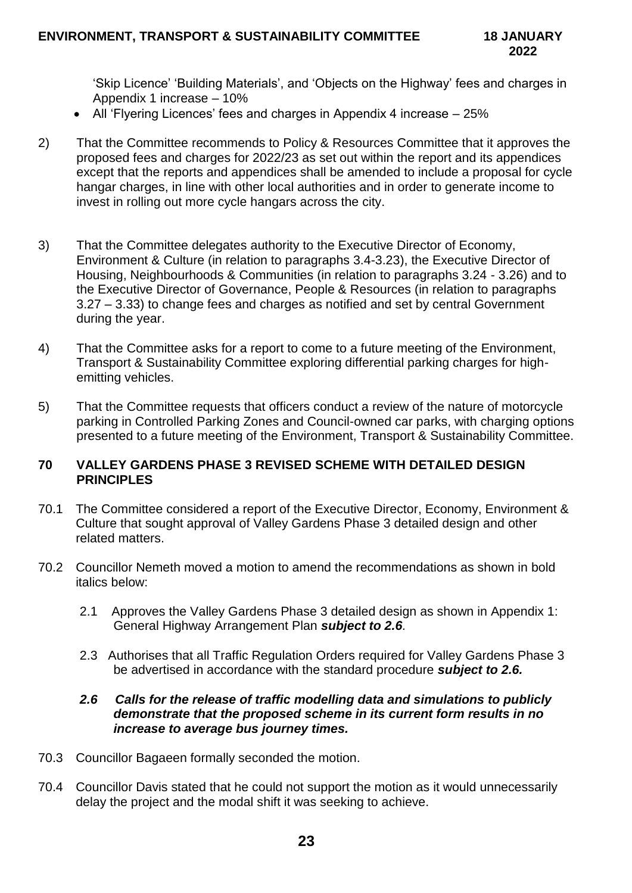'Skip Licence' 'Building Materials', and 'Objects on the Highway' fees and charges in Appendix 1 increase – 10%

- All 'Flyering Licences' fees and charges in Appendix 4 increase – 25%

2) That the Committee recommends to Policy & Resources Committee that it approves the proposed fees and charges for 2022/23 as set out within the report and its appendices except that the reports and appendices shall be amended to include a proposal for cycle hangar charges, in line with other local authorities and in order to generate income to invest in rolling out more cycle hangars across the city.

3) That the Committee delegates authority to the Executive Director of Economy, Environment & Culture (in relation to paragraphs 3.4-3.23), the Executive Director of Housing, Neighbourhoods & Communities (in relation to paragraphs 3.24 - 3.26) and to the Executive Director of Governance, People & Resources (in relation to paragraphs 3.27 – 3.33) to change fees and charges as notified and set by central Government during the year.

4) That the Committee asks for a report to come to a future meeting of the Environment, Transport & Sustainability Committee exploring differential parking charges for high-emitting vehicles.

5) That the Committee requests that officers conduct a review of the nature of motorcycle parking in Controlled Parking Zones and Council-owned car parks, with charging options presented to a future meeting of the Environment, Transport & Sustainability Committee.

## 70 VALLEY GARDENS PHASE 3 REVISED SCHEME WITH DETAILED DESIGN PRINCIPLES

70.1 The Committee considered a report of the Executive Director, Economy, Environment & Culture that sought approval of Valley Gardens Phase 3 detailed design and other related matters.

70.2 Councillor Nemeth moved a motion to amend the recommendations as shown in bold italics below:

2.1 Approves the Valley Gardens Phase 3 detailed design as shown in Appendix 1: General Highway Arrangement Plan ***subject to 2.6***.

2.3 Authorises that all Traffic Regulation Orders required for Valley Gardens Phase 3 be advertised in accordance with the standard procedure ***subject to 2.6.***

***2.6 Calls for the release of traffic modelling data and simulations to publicly demonstrate that the proposed scheme in its current form results in no increase to average bus journey times.***

70.3 Councillor Bagaeen formally seconded the motion.

70.4 Councillor Davis stated that he could not support the motion as it would unnecessarily delay the project and the modal shift it was seeking to achieve.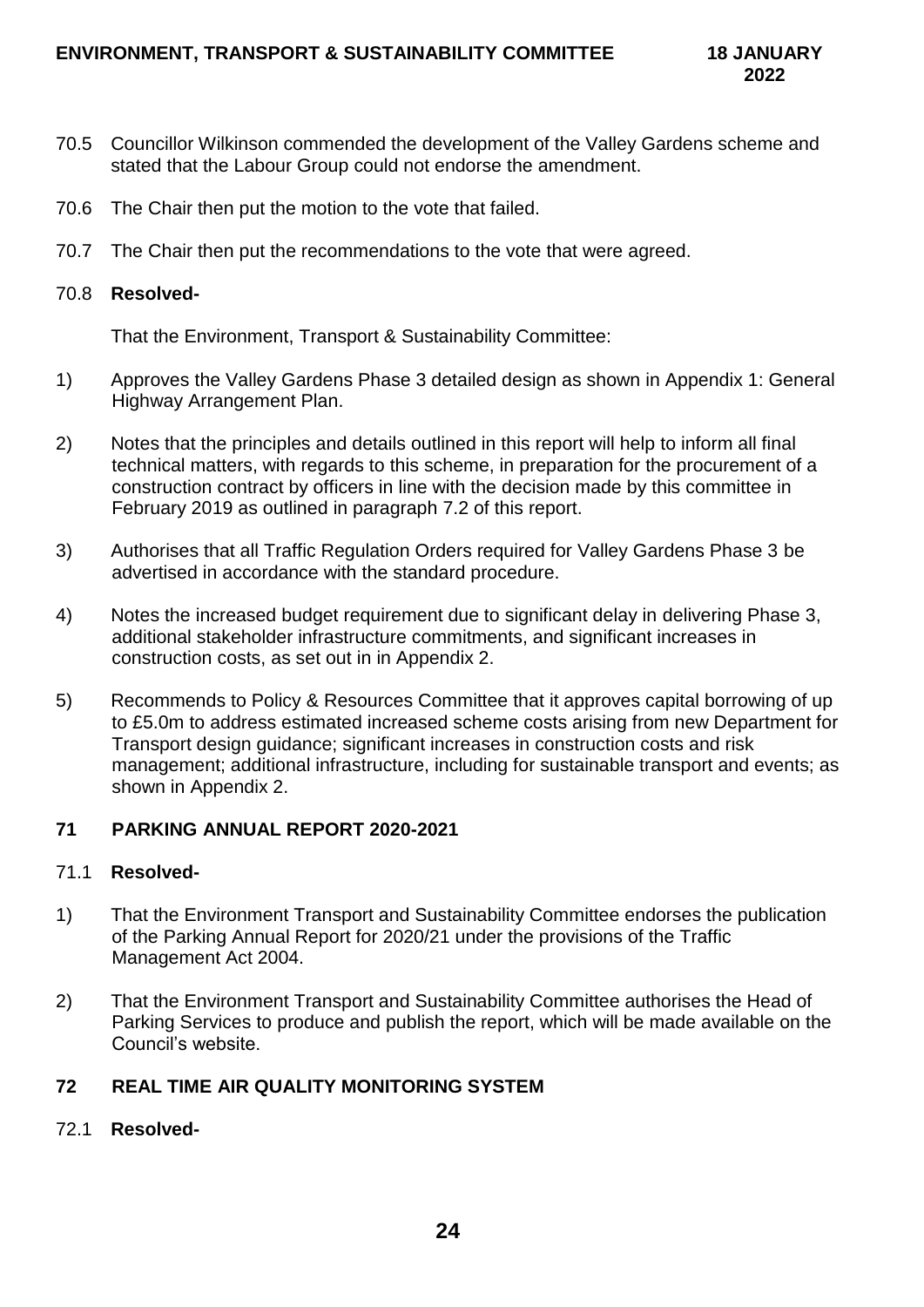70.5 Councillor Wilkinson commended the development of the Valley Gardens scheme and stated that the Labour Group could not endorse the amendment.

70.6 The Chair then put the motion to the vote that failed.

70.7 The Chair then put the recommendations to the vote that were agreed.

70.8 **Resolved-**

That the Environment, Transport & Sustainability Committee:

1) Approves the Valley Gardens Phase 3 detailed design as shown in Appendix 1: General Highway Arrangement Plan.

2) Notes that the principles and details outlined in this report will help to inform all final technical matters, with regards to this scheme, in preparation for the procurement of a construction contract by officers in line with the decision made by this committee in February 2019 as outlined in paragraph 7.2 of this report.

3) Authorises that all Traffic Regulation Orders required for Valley Gardens Phase 3 be advertised in accordance with the standard procedure.

4) Notes the increased budget requirement due to significant delay in delivering Phase 3, additional stakeholder infrastructure commitments, and significant increases in construction costs, as set out in in Appendix 2.

5) Recommends to Policy & Resources Committee that it approves capital borrowing of up to £5.0m to address estimated increased scheme costs arising from new Department for Transport design guidance; significant increases in construction costs and risk management; additional infrastructure, including for sustainable transport and events; as shown in Appendix 2.

## 71 PARKING ANNUAL REPORT 2020-2021

71.1 **Resolved-**

1) That the Environment Transport and Sustainability Committee endorses the publication of the Parking Annual Report for 2020/21 under the provisions of the Traffic Management Act 2004.

2) That the Environment Transport and Sustainability Committee authorises the Head of Parking Services to produce and publish the report, which will be made available on the Council's website.

## 72 REAL TIME AIR QUALITY MONITORING SYSTEM

72.1 **Resolved-**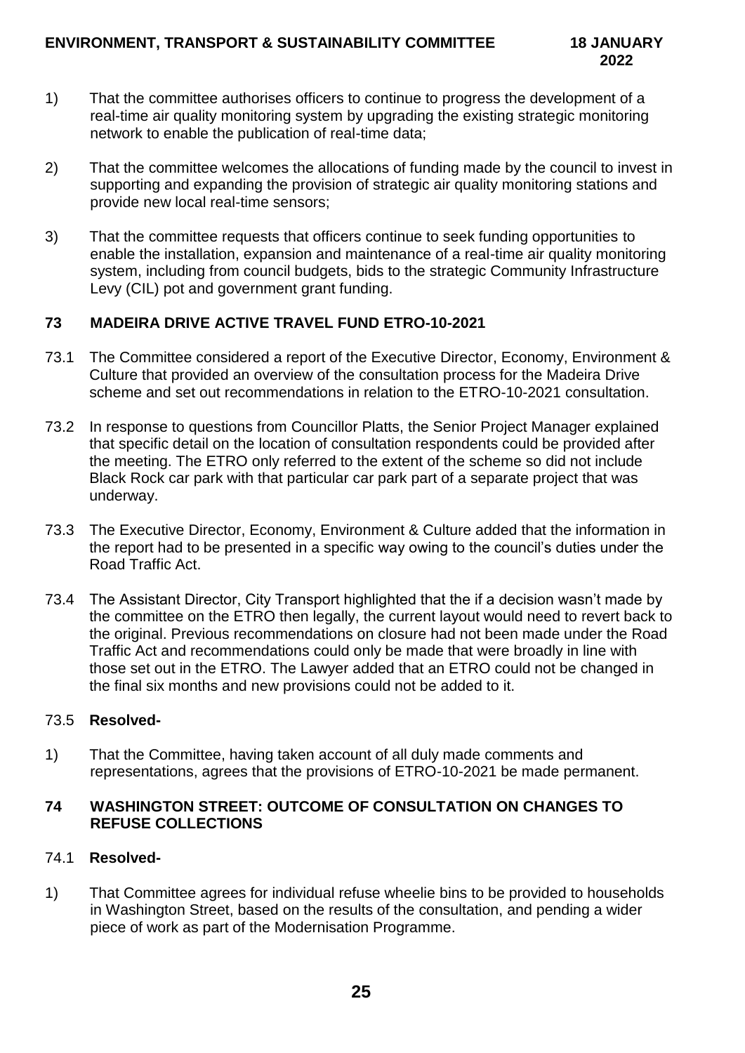1) That the committee authorises officers to continue to progress the development of a real-time air quality monitoring system by upgrading the existing strategic monitoring network to enable the publication of real-time data;

2) That the committee welcomes the allocations of funding made by the council to invest in supporting and expanding the provision of strategic air quality monitoring stations and provide new local real-time sensors;

3) That the committee requests that officers continue to seek funding opportunities to enable the installation, expansion and maintenance of a real-time air quality monitoring system, including from council budgets, bids to the strategic Community Infrastructure Levy (CIL) pot and government grant funding.

## 73 MADEIRA DRIVE ACTIVE TRAVEL FUND ETRO-10-2021

73.1 The Committee considered a report of the Executive Director, Economy, Environment & Culture that provided an overview of the consultation process for the Madeira Drive scheme and set out recommendations in relation to the ETRO-10-2021 consultation.

73.2 In response to questions from Councillor Platts, the Senior Project Manager explained that specific detail on the location of consultation respondents could be provided after the meeting. The ETRO only referred to the extent of the scheme so did not include Black Rock car park with that particular car park part of a separate project that was underway.

73.3 The Executive Director, Economy, Environment & Culture added that the information in the report had to be presented in a specific way owing to the council's duties under the Road Traffic Act.

73.4 The Assistant Director, City Transport highlighted that the if a decision wasn't made by the committee on the ETRO then legally, the current layout would need to revert back to the original. Previous recommendations on closure had not been made under the Road Traffic Act and recommendations could only be made that were broadly in line with those set out in the ETRO. The Lawyer added that an ETRO could not be changed in the final six months and new provisions could not be added to it.

73.5 **Resolved-**

1) That the Committee, having taken account of all duly made comments and representations, agrees that the provisions of ETRO-10-2021 be made permanent.

## 74 WASHINGTON STREET: OUTCOME OF CONSULTATION ON CHANGES TO REFUSE COLLECTIONS

74.1 **Resolved-**

1) That Committee agrees for individual refuse wheelie bins to be provided to households in Washington Street, based on the results of the consultation, and pending a wider piece of work as part of the Modernisation Programme.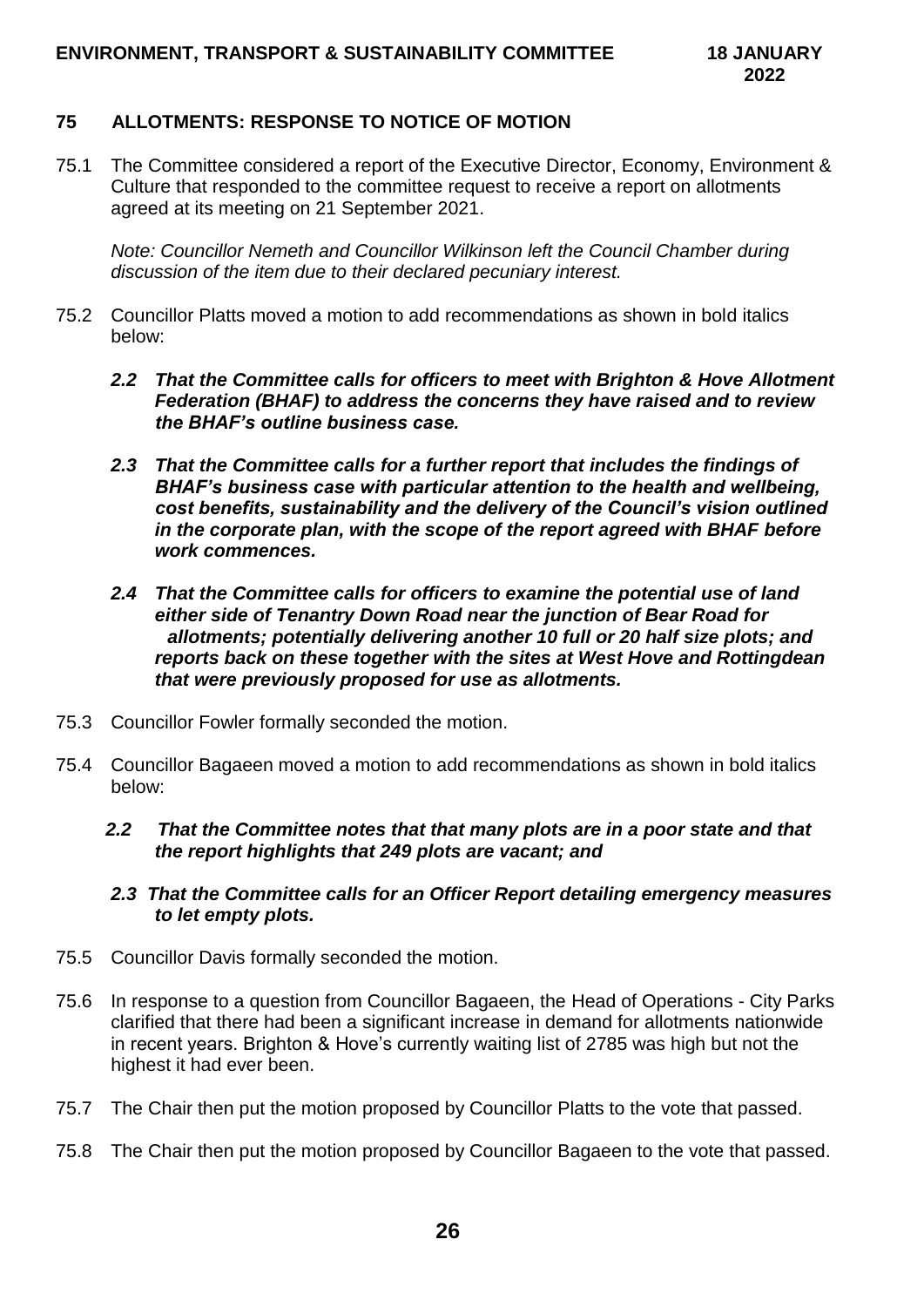## 75 ALLOTMENTS: RESPONSE TO NOTICE OF MOTION

75.1 The Committee considered a report of the Executive Director, Economy, Environment & Culture that responded to the committee request to receive a report on allotments agreed at its meeting on 21 September 2021.

*Note: Councillor Nemeth and Councillor Wilkinson left the Council Chamber during discussion of the item due to their declared pecuniary interest.*

75.2 Councillor Platts moved a motion to add recommendations as shown in bold italics below:

***2.2 That the Committee calls for officers to meet with Brighton & Hove Allotment Federation (BHAF) to address the concerns they have raised and to review the BHAF's outline business case.***

***2.3 That the Committee calls for a further report that includes the findings of BHAF's business case with particular attention to the health and wellbeing, cost benefits, sustainability and the delivery of the Council's vision outlined in the corporate plan, with the scope of the report agreed with BHAF before work commences.***

***2.4 That the Committee calls for officers to examine the potential use of land either side of Tenantry Down Road near the junction of Bear Road for allotments; potentially delivering another 10 full or 20 half size plots; and reports back on these together with the sites at West Hove and Rottingdean that were previously proposed for use as allotments.***

75.3 Councillor Fowler formally seconded the motion.

75.4 Councillor Bagaeen moved a motion to add recommendations as shown in bold italics below:

***2.2 That the Committee notes that that many plots are in a poor state and that the report highlights that 249 plots are vacant; and***

***2.3 That the Committee calls for an Officer Report detailing emergency measures to let empty plots.***

75.5 Councillor Davis formally seconded the motion.

75.6 In response to a question from Councillor Bagaeen, the Head of Operations - City Parks clarified that there had been a significant increase in demand for allotments nationwide in recent years. Brighton & Hove's currently waiting list of 2785 was high but not the highest it had ever been.

75.7 The Chair then put the motion proposed by Councillor Platts to the vote that passed.

75.8 The Chair then put the motion proposed by Councillor Bagaeen to the vote that passed.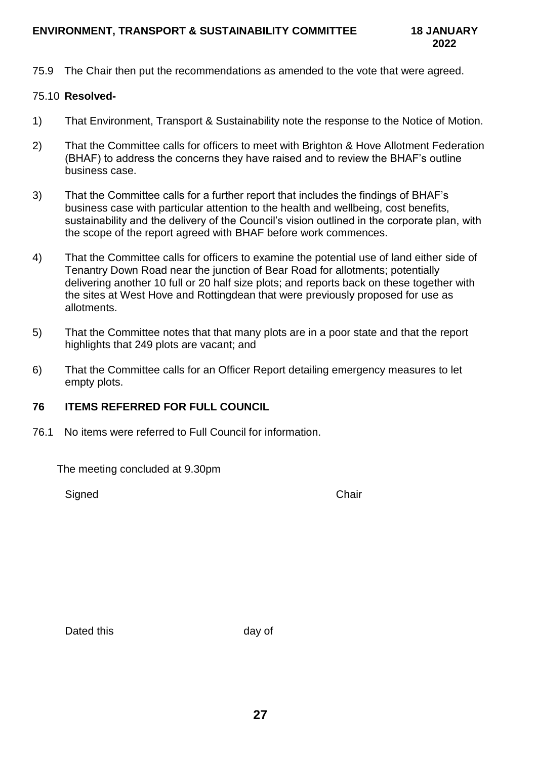75.9 The Chair then put the recommendations as amended to the vote that were agreed.

75.10 **Resolved-**

1) That Environment, Transport & Sustainability note the response to the Notice of Motion.

2) That the Committee calls for officers to meet with Brighton & Hove Allotment Federation (BHAF) to address the concerns they have raised and to review the BHAF's outline business case.

3) That the Committee calls for a further report that includes the findings of BHAF's business case with particular attention to the health and wellbeing, cost benefits, sustainability and the delivery of the Council's vision outlined in the corporate plan, with the scope of the report agreed with BHAF before work commences.

4) That the Committee calls for officers to examine the potential use of land either side of Tenantry Down Road near the junction of Bear Road for allotments; potentially delivering another 10 full or 20 half size plots; and reports back on these together with the sites at West Hove and Rottingdean that were previously proposed for use as allotments.

5) That the Committee notes that that many plots are in a poor state and that the report highlights that 249 plots are vacant; and

6) That the Committee calls for an Officer Report detailing emergency measures to let empty plots.

## 76 ITEMS REFERRED FOR FULL COUNCIL

76.1 No items were referred to Full Council for information.

The meeting concluded at 9.30pm

Signed Chair

Dated this day of